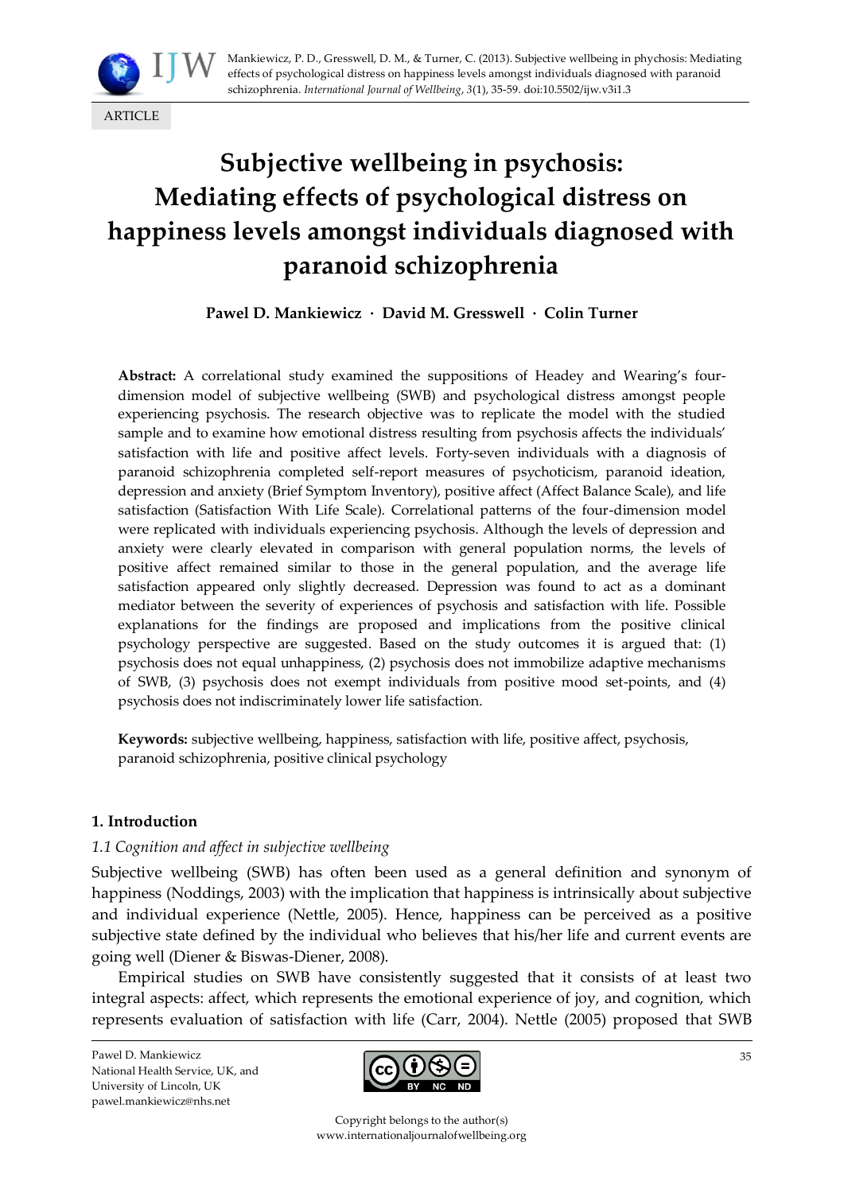ARTICLE

# Subjective wellbeing in psychosis: Mediating effects of psychological distress on happiness levels amongst individuals diagnosed with paranoid schizophrenia

**Pawel D. Mankiewicz · David M. Gresswell · Colin Turner**

**Abstract:** A correlational study examined the suppositions of Headey and Wearing's four-dimension model of subjective wellbeing (SWB) and psychological distress amongst people experiencing psychosis. The research objective was to replicate the model with the studied sample and to examine how emotional distress resulting from psychosis affects the individuals' satisfaction with life and positive affect levels. Forty-seven individuals with a diagnosis of paranoid schizophrenia completed self-report measures of psychoticism, paranoid ideation, depression and anxiety (Brief Symptom Inventory), positive affect (Affect Balance Scale), and life satisfaction (Satisfaction With Life Scale). Correlational patterns of the four-dimension model were replicated with individuals experiencing psychosis. Although the levels of depression and anxiety were clearly elevated in comparison with general population norms, the levels of positive affect remained similar to those in the general population, and the average life satisfaction appeared only slightly decreased. Depression was found to act as a dominant mediator between the severity of experiences of psychosis and satisfaction with life. Possible explanations for the findings are proposed and implications from the positive clinical psychology perspective are suggested. Based on the study outcomes it is argued that: (1) psychosis does not equal unhappiness, (2) psychosis does not immobilize adaptive mechanisms of SWB, (3) psychosis does not exempt individuals from positive mood set-points, and (4) psychosis does not indiscriminately lower life satisfaction.

**Keywords:** subjective wellbeing, happiness, satisfaction with life, positive affect, psychosis, paranoid schizophrenia, positive clinical psychology

## 1. Introduction

### *1.1 Cognition and affect in subjective wellbeing*

Subjective wellbeing (SWB) has often been used as a general definition and synonym of happiness (Noddings, 2003) with the implication that happiness is intrinsically about subjective and individual experience (Nettle, 2005). Hence, happiness can be perceived as a positive subjective state defined by the individual who believes that his/her life and current events are going well (Diener & Biswas-Diener, 2008).

Empirical studies on SWB have consistently suggested that it consists of at least two integral aspects: affect, which represents the emotional experience of joy, and cognition, which represents evaluation of satisfaction with life (Carr, 2004). Nettle (2005) proposed that SWB

Pawel D. Mankiewicz
National Health Service, UK, and
University of Lincoln, UK
pawel.mankiewicz@nhs.net

Copyright belongs to the author(s)
www.internationaljournalofwellbeing.org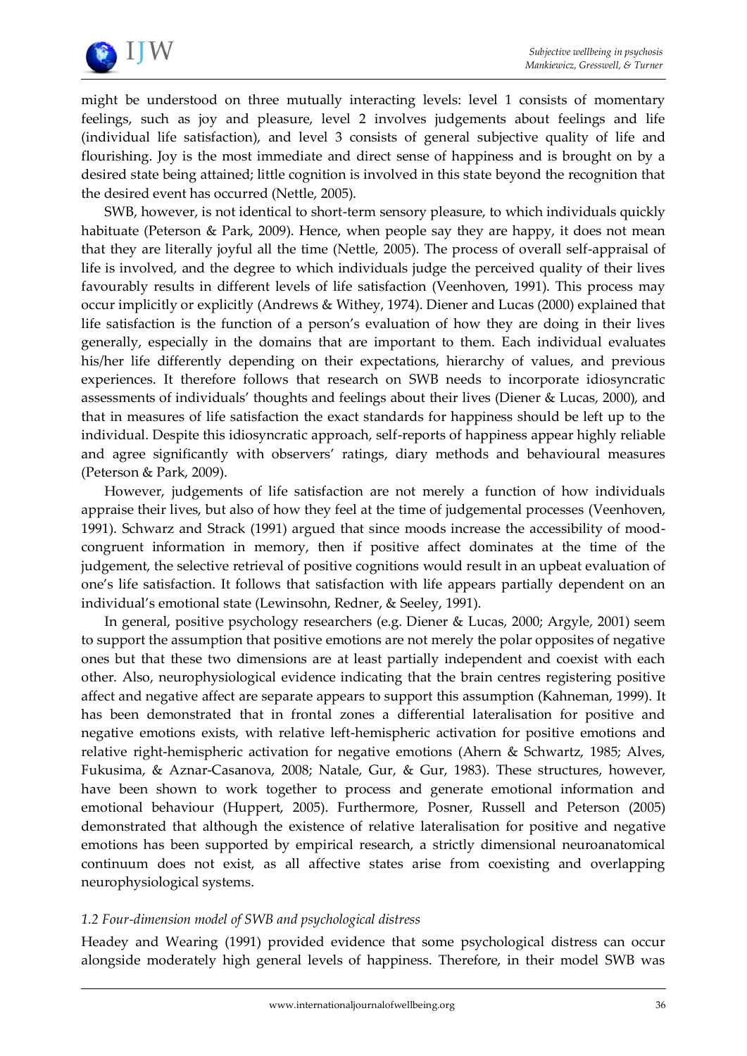might be understood on three mutually interacting levels: level 1 consists of momentary feelings, such as joy and pleasure, level 2 involves judgements about feelings and life (individual life satisfaction), and level 3 consists of general subjective quality of life and flourishing. Joy is the most immediate and direct sense of happiness and is brought on by a desired state being attained; little cognition is involved in this state beyond the recognition that the desired event has occurred (Nettle, 2005).

SWB, however, is not identical to short-term sensory pleasure, to which individuals quickly habituate (Peterson & Park, 2009). Hence, when people say they are happy, it does not mean that they are literally joyful all the time (Nettle, 2005). The process of overall self-appraisal of life is involved, and the degree to which individuals judge the perceived quality of their lives favourably results in different levels of life satisfaction (Veenhoven, 1991). This process may occur implicitly or explicitly (Andrews & Withey, 1974). Diener and Lucas (2000) explained that life satisfaction is the function of a person's evaluation of how they are doing in their lives generally, especially in the domains that are important to them. Each individual evaluates his/her life differently depending on their expectations, hierarchy of values, and previous experiences. It therefore follows that research on SWB needs to incorporate idiosyncratic assessments of individuals' thoughts and feelings about their lives (Diener & Lucas, 2000), and that in measures of life satisfaction the exact standards for happiness should be left up to the individual. Despite this idiosyncratic approach, self-reports of happiness appear highly reliable and agree significantly with observers' ratings, diary methods and behavioural measures (Peterson & Park, 2009).

However, judgements of life satisfaction are not merely a function of how individuals appraise their lives, but also of how they feel at the time of judgemental processes (Veenhoven, 1991). Schwarz and Strack (1991) argued that since moods increase the accessibility of mood-congruent information in memory, then if positive affect dominates at the time of the judgement, the selective retrieval of positive cognitions would result in an upbeat evaluation of one's life satisfaction. It follows that satisfaction with life appears partially dependent on an individual's emotional state (Lewinsohn, Redner, & Seeley, 1991).

In general, positive psychology researchers (e.g. Diener & Lucas, 2000; Argyle, 2001) seem to support the assumption that positive emotions are not merely the polar opposites of negative ones but that these two dimensions are at least partially independent and coexist with each other. Also, neurophysiological evidence indicating that the brain centres registering positive affect and negative affect are separate appears to support this assumption (Kahneman, 1999). It has been demonstrated that in frontal zones a differential lateralisation for positive and negative emotions exists, with relative left-hemispheric activation for positive emotions and relative right-hemispheric activation for negative emotions (Ahern & Schwartz, 1985; Alves, Fukusima, & Aznar-Casanova, 2008; Natale, Gur, & Gur, 1983). These structures, however, have been shown to work together to process and generate emotional information and emotional behaviour (Huppert, 2005). Furthermore, Posner, Russell and Peterson (2005) demonstrated that although the existence of relative lateralisation for positive and negative emotions has been supported by empirical research, a strictly dimensional neuroanatomical continuum does not exist, as all affective states arise from coexisting and overlapping neurophysiological systems.

### *1.2 Four-dimension model of SWB and psychological distress*

Headey and Wearing (1991) provided evidence that some psychological distress can occur alongside moderately high general levels of happiness. Therefore, in their model SWB was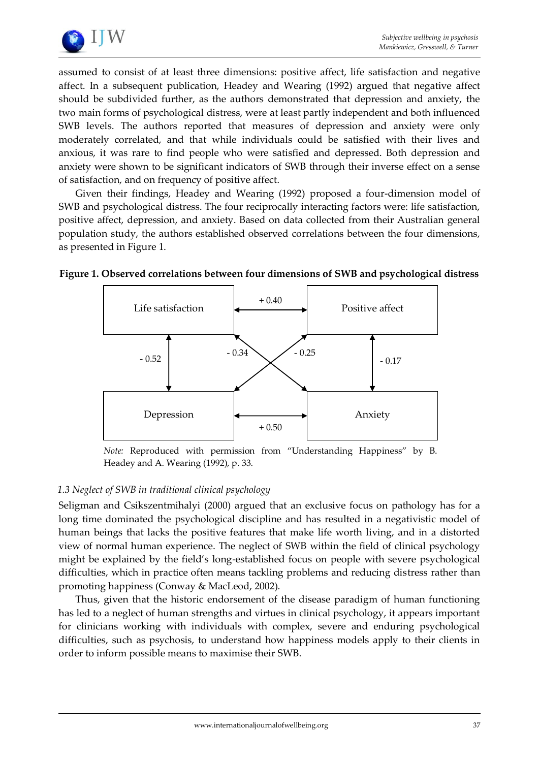assumed to consist of at least three dimensions: positive affect, life satisfaction and negative affect. In a subsequent publication, Headey and Wearing (1992) argued that negative affect should be subdivided further, as the authors demonstrated that depression and anxiety, the two main forms of psychological distress, were at least partly independent and both influenced SWB levels. The authors reported that measures of depression and anxiety were only moderately correlated, and that while individuals could be satisfied with their lives and anxious, it was rare to find people who were satisfied and depressed. Both depression and anxiety were shown to be significant indicators of SWB through their inverse effect on a sense of satisfaction, and on frequency of positive affect.

Given their findings, Headey and Wearing (1992) proposed a four-dimension model of SWB and psychological distress. The four reciprocally interacting factors were: life satisfaction, positive affect, depression, and anxiety. Based on data collected from their Australian general population study, the authors established observed correlations between the four dimensions, as presented in Figure 1.

**Figure 1. Observed correlations between four dimensions of SWB and psychological distress**

| | Life satisfaction | Positive affect | Depression | Anxiety |
|---|---|---|---|---|
| Life satisfaction | | + 0.40 | - 0.52 | - 0.34 |
| Positive affect | + 0.40 | | - 0.25 | - 0.17 |
| Depression | - 0.52 | - 0.25 | | + 0.50 |
| Anxiety | - 0.34 | - 0.17 | + 0.50 | |

*Note:* Reproduced with permission from "Understanding Happiness" by B. Headey and A. Wearing (1992), p. 33.

### *1.3 Neglect of SWB in traditional clinical psychology*

Seligman and Csikszentmihalyi (2000) argued that an exclusive focus on pathology has for a long time dominated the psychological discipline and has resulted in a negativistic model of human beings that lacks the positive features that make life worth living, and in a distorted view of normal human experience. The neglect of SWB within the field of clinical psychology might be explained by the field's long-established focus on people with severe psychological difficulties, which in practice often means tackling problems and reducing distress rather than promoting happiness (Conway & MacLeod, 2002).

Thus, given that the historic endorsement of the disease paradigm of human functioning has led to a neglect of human strengths and virtues in clinical psychology, it appears important for clinicians working with individuals with complex, severe and enduring psychological difficulties, such as psychosis, to understand how happiness models apply to their clients in order to inform possible means to maximise their SWB.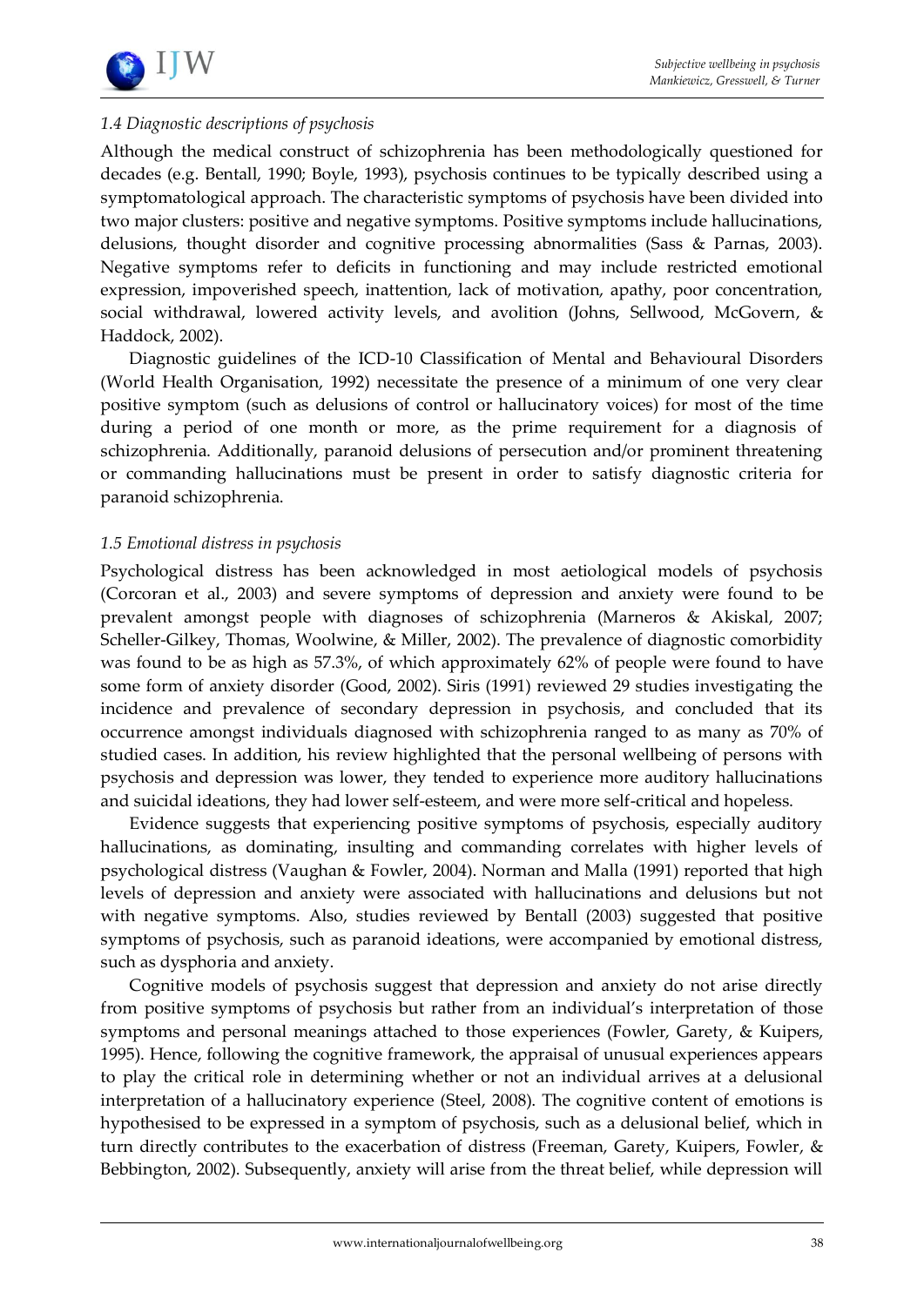### *1.4 Diagnostic descriptions of psychosis*

Although the medical construct of schizophrenia has been methodologically questioned for decades (e.g. Bentall, 1990; Boyle, 1993), psychosis continues to be typically described using a symptomatological approach. The characteristic symptoms of psychosis have been divided into two major clusters: positive and negative symptoms. Positive symptoms include hallucinations, delusions, thought disorder and cognitive processing abnormalities (Sass & Parnas, 2003). Negative symptoms refer to deficits in functioning and may include restricted emotional expression, impoverished speech, inattention, lack of motivation, apathy, poor concentration, social withdrawal, lowered activity levels, and avolition (Johns, Sellwood, McGovern, & Haddock, 2002).

Diagnostic guidelines of the ICD-10 Classification of Mental and Behavioural Disorders (World Health Organisation, 1992) necessitate the presence of a minimum of one very clear positive symptom (such as delusions of control or hallucinatory voices) for most of the time during a period of one month or more, as the prime requirement for a diagnosis of schizophrenia. Additionally, paranoid delusions of persecution and/or prominent threatening or commanding hallucinations must be present in order to satisfy diagnostic criteria for paranoid schizophrenia.

### *1.5 Emotional distress in psychosis*

Psychological distress has been acknowledged in most aetiological models of psychosis (Corcoran et al., 2003) and severe symptoms of depression and anxiety were found to be prevalent amongst people with diagnoses of schizophrenia (Marneros & Akiskal, 2007; Scheller-Gilkey, Thomas, Woolwine, & Miller, 2002). The prevalence of diagnostic comorbidity was found to be as high as 57.3%, of which approximately 62% of people were found to have some form of anxiety disorder (Good, 2002). Siris (1991) reviewed 29 studies investigating the incidence and prevalence of secondary depression in psychosis, and concluded that its occurrence amongst individuals diagnosed with schizophrenia ranged to as many as 70% of studied cases. In addition, his review highlighted that the personal wellbeing of persons with psychosis and depression was lower, they tended to experience more auditory hallucinations and suicidal ideations, they had lower self-esteem, and were more self-critical and hopeless.

Evidence suggests that experiencing positive symptoms of psychosis, especially auditory hallucinations, as dominating, insulting and commanding correlates with higher levels of psychological distress (Vaughan & Fowler, 2004). Norman and Malla (1991) reported that high levels of depression and anxiety were associated with hallucinations and delusions but not with negative symptoms. Also, studies reviewed by Bentall (2003) suggested that positive symptoms of psychosis, such as paranoid ideations, were accompanied by emotional distress, such as dysphoria and anxiety.

Cognitive models of psychosis suggest that depression and anxiety do not arise directly from positive symptoms of psychosis but rather from an individual's interpretation of those symptoms and personal meanings attached to those experiences (Fowler, Garety, & Kuipers, 1995). Hence, following the cognitive framework, the appraisal of unusual experiences appears to play the critical role in determining whether or not an individual arrives at a delusional interpretation of a hallucinatory experience (Steel, 2008). The cognitive content of emotions is hypothesised to be expressed in a symptom of psychosis, such as a delusional belief, which in turn directly contributes to the exacerbation of distress (Freeman, Garety, Kuipers, Fowler, & Bebbington, 2002). Subsequently, anxiety will arise from the threat belief, while depression will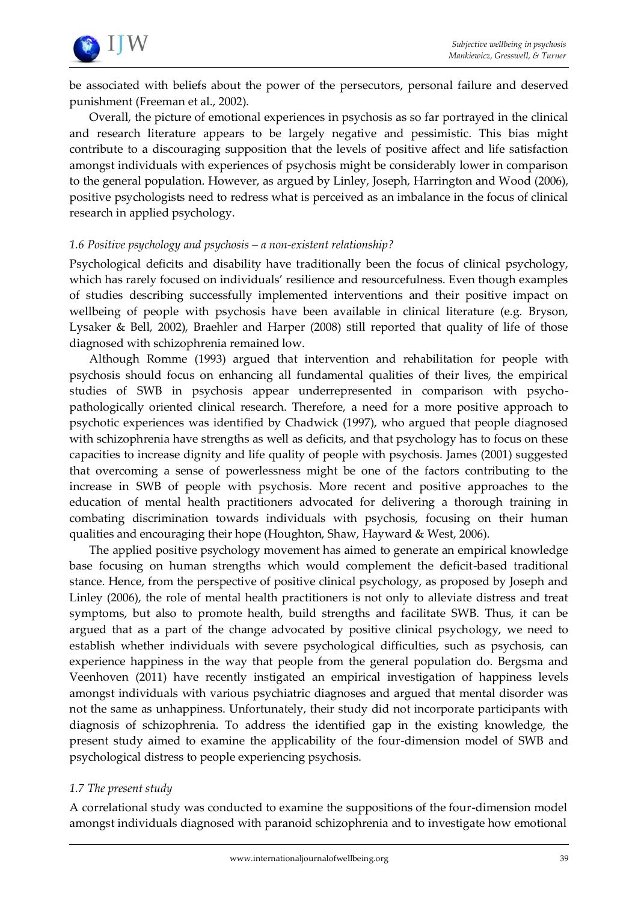be associated with beliefs about the power of the persecutors, personal failure and deserved punishment (Freeman et al., 2002).

Overall, the picture of emotional experiences in psychosis as so far portrayed in the clinical and research literature appears to be largely negative and pessimistic. This bias might contribute to a discouraging supposition that the levels of positive affect and life satisfaction amongst individuals with experiences of psychosis might be considerably lower in comparison to the general population. However, as argued by Linley, Joseph, Harrington and Wood (2006), positive psychologists need to redress what is perceived as an imbalance in the focus of clinical research in applied psychology.

### *1.6 Positive psychology and psychosis – a non-existent relationship?*

Psychological deficits and disability have traditionally been the focus of clinical psychology, which has rarely focused on individuals' resilience and resourcefulness. Even though examples of studies describing successfully implemented interventions and their positive impact on wellbeing of people with psychosis have been available in clinical literature (e.g. Bryson, Lysaker & Bell, 2002), Braehler and Harper (2008) still reported that quality of life of those diagnosed with schizophrenia remained low.

Although Romme (1993) argued that intervention and rehabilitation for people with psychosis should focus on enhancing all fundamental qualities of their lives, the empirical studies of SWB in psychosis appear underrepresented in comparison with psychopathologically oriented clinical research. Therefore, a need for a more positive approach to psychotic experiences was identified by Chadwick (1997), who argued that people diagnosed with schizophrenia have strengths as well as deficits, and that psychology has to focus on these capacities to increase dignity and life quality of people with psychosis. James (2001) suggested that overcoming a sense of powerlessness might be one of the factors contributing to the increase in SWB of people with psychosis. More recent and positive approaches to the education of mental health practitioners advocated for delivering a thorough training in combating discrimination towards individuals with psychosis, focusing on their human qualities and encouraging their hope (Houghton, Shaw, Hayward & West, 2006).

The applied positive psychology movement has aimed to generate an empirical knowledge base focusing on human strengths which would complement the deficit-based traditional stance. Hence, from the perspective of positive clinical psychology, as proposed by Joseph and Linley (2006), the role of mental health practitioners is not only to alleviate distress and treat symptoms, but also to promote health, build strengths and facilitate SWB. Thus, it can be argued that as a part of the change advocated by positive clinical psychology, we need to establish whether individuals with severe psychological difficulties, such as psychosis, can experience happiness in the way that people from the general population do. Bergsma and Veenhoven (2011) have recently instigated an empirical investigation of happiness levels amongst individuals with various psychiatric diagnoses and argued that mental disorder was not the same as unhappiness. Unfortunately, their study did not incorporate participants with diagnosis of schizophrenia. To address the identified gap in the existing knowledge, the present study aimed to examine the applicability of the four-dimension model of SWB and psychological distress to people experiencing psychosis.

### *1.7 The present study*

A correlational study was conducted to examine the suppositions of the four-dimension model amongst individuals diagnosed with paranoid schizophrenia and to investigate how emotional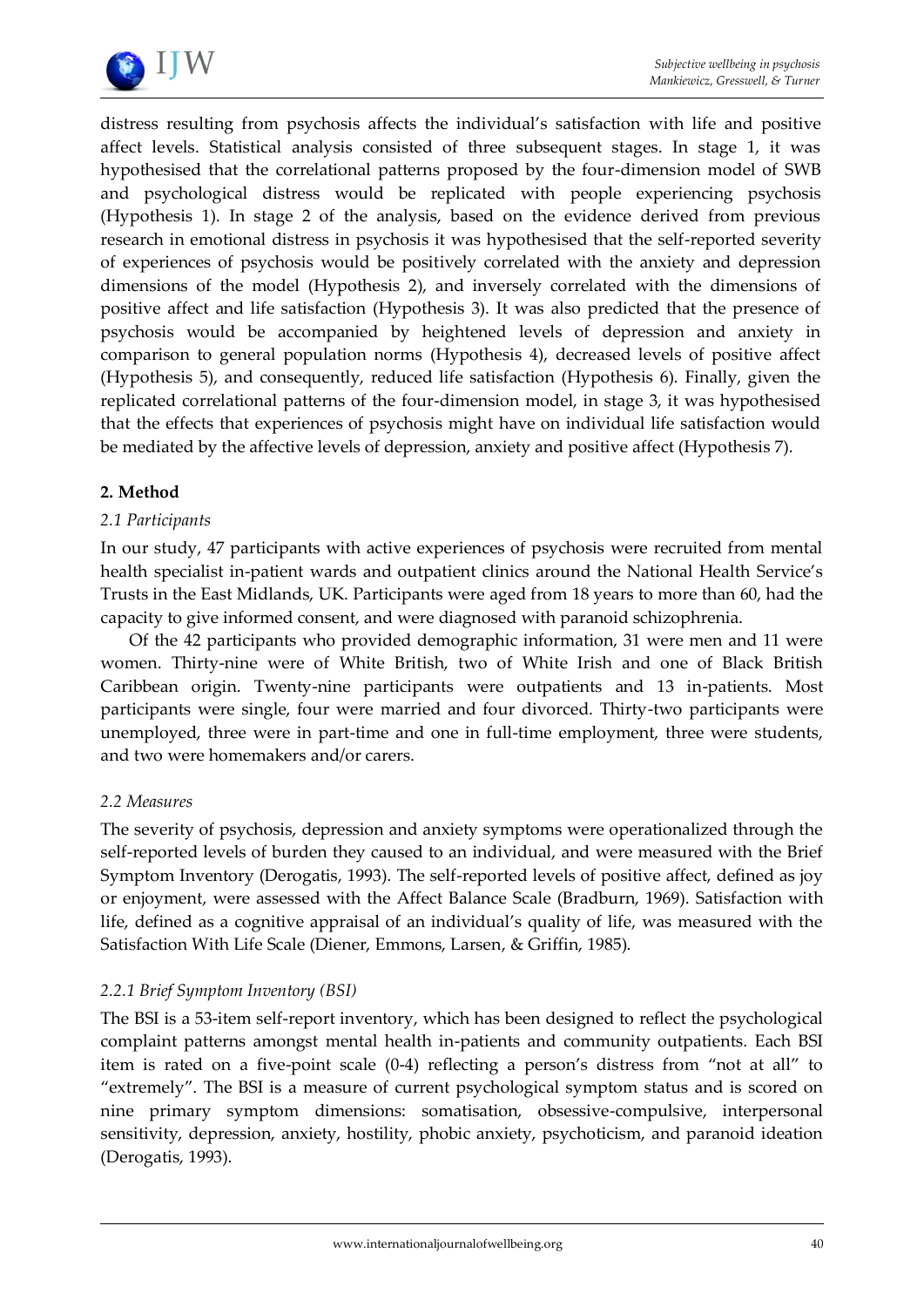distress resulting from psychosis affects the individual's satisfaction with life and positive affect levels. Statistical analysis consisted of three subsequent stages. In stage 1, it was hypothesised that the correlational patterns proposed by the four-dimension model of SWB and psychological distress would be replicated with people experiencing psychosis (Hypothesis 1). In stage 2 of the analysis, based on the evidence derived from previous research in emotional distress in psychosis it was hypothesised that the self-reported severity of experiences of psychosis would be positively correlated with the anxiety and depression dimensions of the model (Hypothesis 2), and inversely correlated with the dimensions of positive affect and life satisfaction (Hypothesis 3). It was also predicted that the presence of psychosis would be accompanied by heightened levels of depression and anxiety in comparison to general population norms (Hypothesis 4), decreased levels of positive affect (Hypothesis 5), and consequently, reduced life satisfaction (Hypothesis 6). Finally, given the replicated correlational patterns of the four-dimension model, in stage 3, it was hypothesised that the effects that experiences of psychosis might have on individual life satisfaction would be mediated by the affective levels of depression, anxiety and positive affect (Hypothesis 7).

## 2. Method

### *2.1 Participants*

In our study, 47 participants with active experiences of psychosis were recruited from mental health specialist in-patient wards and outpatient clinics around the National Health Service's Trusts in the East Midlands, UK. Participants were aged from 18 years to more than 60, had the capacity to give informed consent, and were diagnosed with paranoid schizophrenia.

Of the 42 participants who provided demographic information, 31 were men and 11 were women. Thirty-nine were of White British, two of White Irish and one of Black British Caribbean origin. Twenty-nine participants were outpatients and 13 in-patients. Most participants were single, four were married and four divorced. Thirty-two participants were unemployed, three were in part-time and one in full-time employment, three were students, and two were homemakers and/or carers.

### *2.2 Measures*

The severity of psychosis, depression and anxiety symptoms were operationalized through the self-reported levels of burden they caused to an individual, and were measured with the Brief Symptom Inventory (Derogatis, 1993). The self-reported levels of positive affect, defined as joy or enjoyment, were assessed with the Affect Balance Scale (Bradburn, 1969). Satisfaction with life, defined as a cognitive appraisal of an individual's quality of life, was measured with the Satisfaction With Life Scale (Diener, Emmons, Larsen, & Griffin, 1985).

#### *2.2.1 Brief Symptom Inventory (BSI)*

The BSI is a 53-item self-report inventory, which has been designed to reflect the psychological complaint patterns amongst mental health in-patients and community outpatients. Each BSI item is rated on a five-point scale (0-4) reflecting a person's distress from "not at all" to "extremely". The BSI is a measure of current psychological symptom status and is scored on nine primary symptom dimensions: somatisation, obsessive-compulsive, interpersonal sensitivity, depression, anxiety, hostility, phobic anxiety, psychoticism, and paranoid ideation (Derogatis, 1993).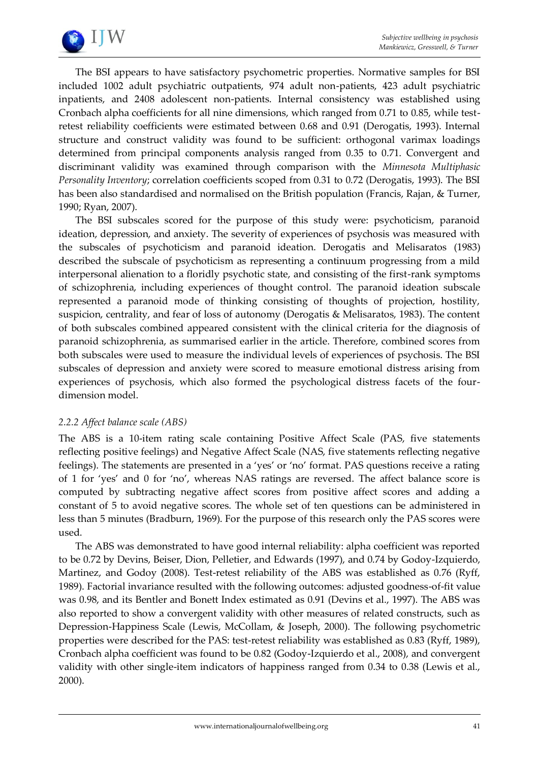The BSI appears to have satisfactory psychometric properties. Normative samples for BSI included 1002 adult psychiatric outpatients, 974 adult non-patients, 423 adult psychiatric inpatients, and 2408 adolescent non-patients. Internal consistency was established using Cronbach alpha coefficients for all nine dimensions, which ranged from 0.71 to 0.85, while test-retest reliability coefficients were estimated between 0.68 and 0.91 (Derogatis, 1993). Internal structure and construct validity was found to be sufficient: orthogonal varimax loadings determined from principal components analysis ranged from 0.35 to 0.71. Convergent and discriminant validity was examined through comparison with the *Minnesota Multiphasic Personality Inventory*; correlation coefficients scoped from 0.31 to 0.72 (Derogatis, 1993). The BSI has been also standardised and normalised on the British population (Francis, Rajan, & Turner, 1990; Ryan, 2007).

The BSI subscales scored for the purpose of this study were: psychoticism, paranoid ideation, depression, and anxiety. The severity of experiences of psychosis was measured with the subscales of psychoticism and paranoid ideation. Derogatis and Melisaratos (1983) described the subscale of psychoticism as representing a continuum progressing from a mild interpersonal alienation to a floridly psychotic state, and consisting of the first-rank symptoms of schizophrenia, including experiences of thought control. The paranoid ideation subscale represented a paranoid mode of thinking consisting of thoughts of projection, hostility, suspicion, centrality, and fear of loss of autonomy (Derogatis & Melisaratos, 1983). The content of both subscales combined appeared consistent with the clinical criteria for the diagnosis of paranoid schizophrenia, as summarised earlier in the article. Therefore, combined scores from both subscales were used to measure the individual levels of experiences of psychosis. The BSI subscales of depression and anxiety were scored to measure emotional distress arising from experiences of psychosis, which also formed the psychological distress facets of the four-dimension model.

#### *2.2.2 Affect balance scale (ABS)*

The ABS is a 10-item rating scale containing Positive Affect Scale (PAS, five statements reflecting positive feelings) and Negative Affect Scale (NAS, five statements reflecting negative feelings). The statements are presented in a 'yes' or 'no' format. PAS questions receive a rating of 1 for 'yes' and 0 for 'no', whereas NAS ratings are reversed. The affect balance score is computed by subtracting negative affect scores from positive affect scores and adding a constant of 5 to avoid negative scores. The whole set of ten questions can be administered in less than 5 minutes (Bradburn, 1969). For the purpose of this research only the PAS scores were used.

The ABS was demonstrated to have good internal reliability: alpha coefficient was reported to be 0.72 by Devins, Beiser, Dion, Pelletier, and Edwards (1997), and 0.74 by Godoy-Izquierdo, Martinez, and Godoy (2008). Test-retest reliability of the ABS was established as 0.76 (Ryff, 1989). Factorial invariance resulted with the following outcomes: adjusted goodness-of-fit value was 0.98, and its Bentler and Bonett Index estimated as 0.91 (Devins et al., 1997). The ABS was also reported to show a convergent validity with other measures of related constructs, such as Depression-Happiness Scale (Lewis, McCollam, & Joseph, 2000). The following psychometric properties were described for the PAS: test-retest reliability was established as 0.83 (Ryff, 1989), Cronbach alpha coefficient was found to be 0.82 (Godoy-Izquierdo et al., 2008), and convergent validity with other single-item indicators of happiness ranged from 0.34 to 0.38 (Lewis et al., 2000).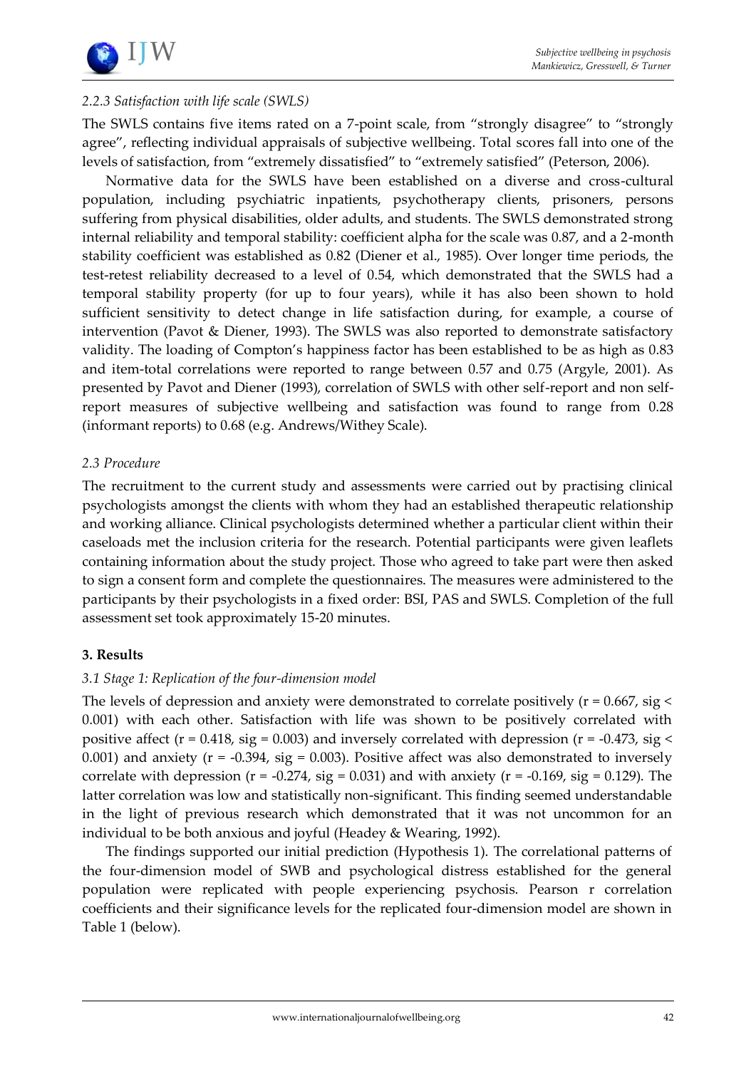### 2.2.3 Satisfaction with life scale (SWLS)

The SWLS contains five items rated on a 7-point scale, from "strongly disagree" to "strongly agree", reflecting individual appraisals of subjective wellbeing. Total scores fall into one of the levels of satisfaction, from "extremely dissatisfied" to "extremely satisfied" (Peterson, 2006).

Normative data for the SWLS have been established on a diverse and cross-cultural population, including psychiatric inpatients, psychotherapy clients, prisoners, persons suffering from physical disabilities, older adults, and students. The SWLS demonstrated strong internal reliability and temporal stability: coefficient alpha for the scale was 0.87, and a 2-month stability coefficient was established as 0.82 (Diener et al., 1985). Over longer time periods, the test-retest reliability decreased to a level of 0.54, which demonstrated that the SWLS had a temporal stability property (for up to four years), while it has also been shown to hold sufficient sensitivity to detect change in life satisfaction during, for example, a course of intervention (Pavot & Diener, 1993). The SWLS was also reported to demonstrate satisfactory validity. The loading of Compton's happiness factor has been established to be as high as 0.83 and item-total correlations were reported to range between 0.57 and 0.75 (Argyle, 2001). As presented by Pavot and Diener (1993), correlation of SWLS with other self-report and non self-report measures of subjective wellbeing and satisfaction was found to range from 0.28 (informant reports) to 0.68 (e.g. Andrews/Withey Scale).

### 2.3 Procedure

The recruitment to the current study and assessments were carried out by practising clinical psychologists amongst the clients with whom they had an established therapeutic relationship and working alliance. Clinical psychologists determined whether a particular client within their caseloads met the inclusion criteria for the research. Potential participants were given leaflets containing information about the study project. Those who agreed to take part were then asked to sign a consent form and complete the questionnaires. The measures were administered to the participants by their psychologists in a fixed order: BSI, PAS and SWLS. Completion of the full assessment set took approximately 15-20 minutes.

## 3. Results

### 3.1 Stage 1: Replication of the four-dimension model

The levels of depression and anxiety were demonstrated to correlate positively ($r = 0.667$, sig $< 0.001$) with each other. Satisfaction with life was shown to be positively correlated with positive affect ($r = 0.418$, sig $= 0.003$) and inversely correlated with depression ($r = -0.473$, sig $< 0.001$) and anxiety ($r = -0.394$, sig $= 0.003$). Positive affect was also demonstrated to inversely correlate with depression ($r = -0.274$, sig $= 0.031$) and with anxiety ($r = -0.169$, sig $= 0.129$). The latter correlation was low and statistically non-significant. This finding seemed understandable in the light of previous research which demonstrated that it was not uncommon for an individual to be both anxious and joyful (Headey & Wearing, 1992).

The findings supported our initial prediction (Hypothesis 1). The correlational patterns of the four-dimension model of SWB and psychological distress established for the general population were replicated with people experiencing psychosis. Pearson r correlation coefficients and their significance levels for the replicated four-dimension model are shown in Table 1 (below).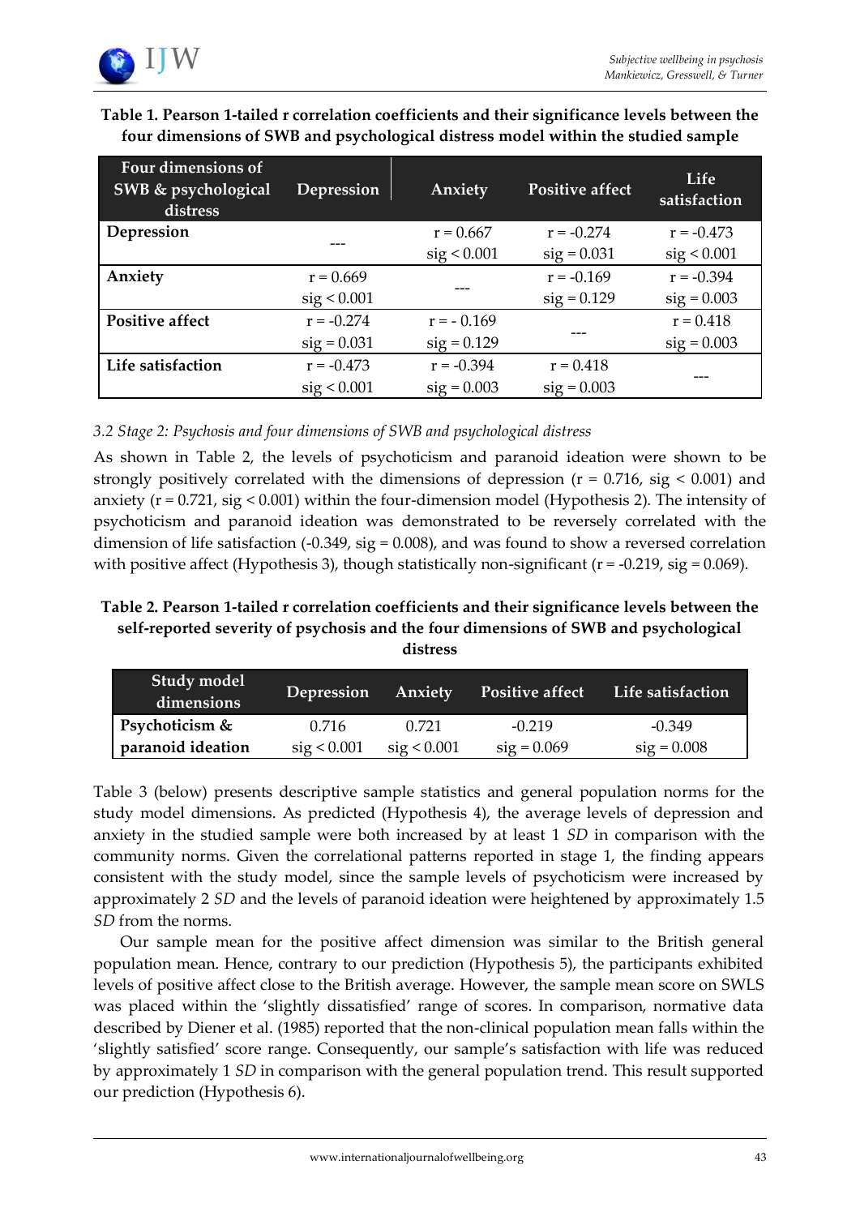**Table 1. Pearson 1-tailed r correlation coefficients and their significance levels between the four dimensions of SWB and psychological distress model within the studied sample**

| Four dimensions of SWB & psychological distress | Depression | Anxiety | Positive affect | Life satisfaction |
|---|---|---|---|---|
| **Depression** | --- | r = 0.667 sig < 0.001 | r = -0.274 sig = 0.031 | r = -0.473 sig < 0.001 |
| **Anxiety** | r = 0.669 sig < 0.001 | --- | r = -0.169 sig = 0.129 | r = -0.394 sig = 0.003 |
| **Positive affect** | r = -0.274 sig = 0.031 | r = - 0.169 sig = 0.129 | --- | r = 0.418 sig = 0.003 |
| **Life satisfaction** | r = -0.473 sig < 0.001 | r = -0.394 sig = 0.003 | r = 0.418 sig = 0.003 | --- |

### *3.2 Stage 2: Psychosis and four dimensions of SWB and psychological distress*

As shown in Table 2, the levels of psychoticism and paranoid ideation were shown to be strongly positively correlated with the dimensions of depression (r = 0.716, sig < 0.001) and anxiety (r = 0.721, sig < 0.001) within the four-dimension model (Hypothesis 2). The intensity of psychoticism and paranoid ideation was demonstrated to be reversely correlated with the dimension of life satisfaction (-0.349, sig = 0.008), and was found to show a reversed correlation with positive affect (Hypothesis 3), though statistically non-significant (r = -0.219, sig = 0.069).

**Table 2. Pearson 1-tailed r correlation coefficients and their significance levels between the self-reported severity of psychosis and the four dimensions of SWB and psychological distress**

| Study model dimensions | Depression | Anxiety | Positive affect | Life satisfaction |
|---|---|---|---|---|
| **Psychoticism & paranoid ideation** | 0.716 sig < 0.001 | 0.721 sig < 0.001 | -0.219 sig = 0.069 | -0.349 sig = 0.008 |

Table 3 (below) presents descriptive sample statistics and general population norms for the study model dimensions. As predicted (Hypothesis 4), the average levels of depression and anxiety in the studied sample were both increased by at least 1 *SD* in comparison with the community norms. Given the correlational patterns reported in stage 1, the finding appears consistent with the study model, since the sample levels of psychoticism were increased by approximately 2 *SD* and the levels of paranoid ideation were heightened by approximately 1.5 *SD* from the norms.

Our sample mean for the positive affect dimension was similar to the British general population mean. Hence, contrary to our prediction (Hypothesis 5), the participants exhibited levels of positive affect close to the British average. However, the sample mean score on SWLS was placed within the 'slightly dissatisfied' range of scores. In comparison, normative data described by Diener et al. (1985) reported that the non-clinical population mean falls within the 'slightly satisfied' score range. Consequently, our sample's satisfaction with life was reduced by approximately 1 *SD* in comparison with the general population trend. This result supported our prediction (Hypothesis 6).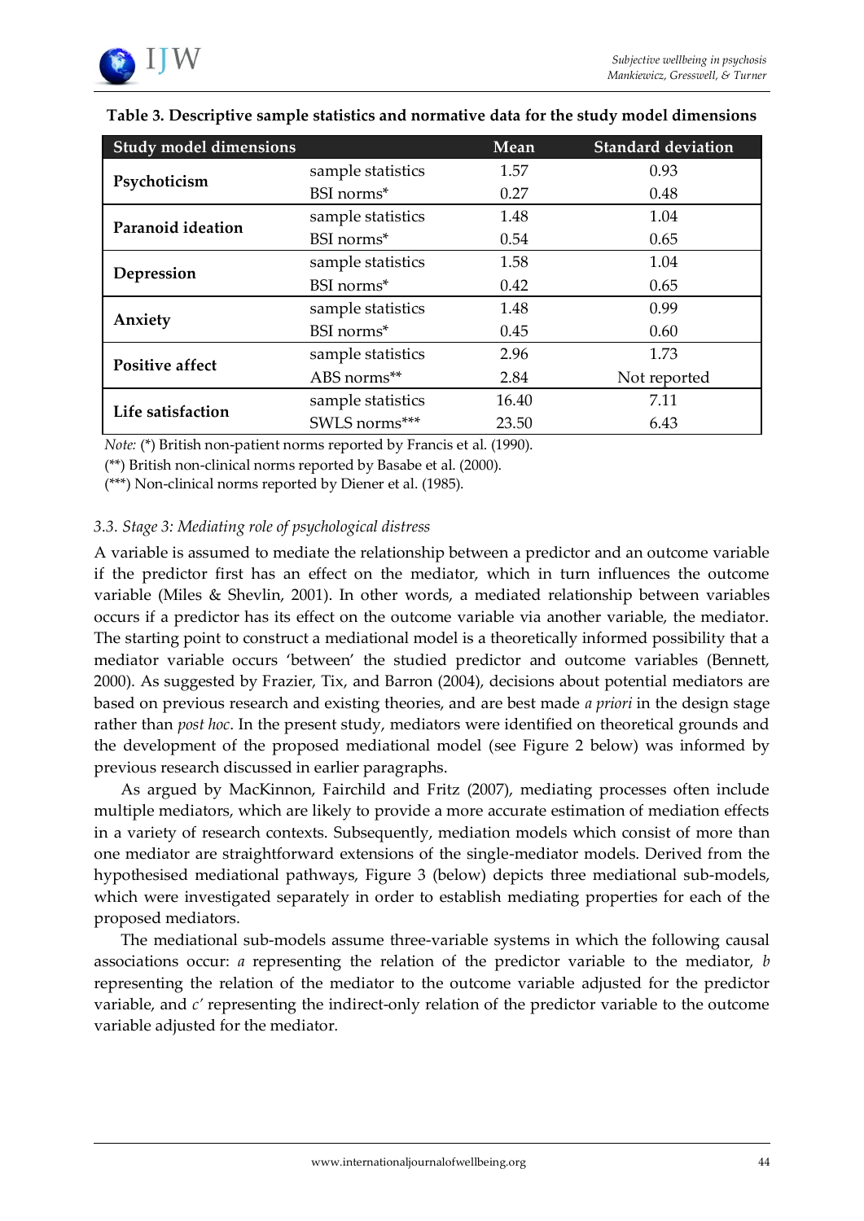**Table 3. Descriptive sample statistics and normative data for the study model dimensions**

| Study model dimensions | | Mean | Standard deviation |
|---|---|---|---|
| **Psychoticism** | sample statistics | 1.57 | 0.93 |
| | BSI norms* | 0.27 | 0.48 |
| **Paranoid ideation** | sample statistics | 1.48 | 1.04 |
| | BSI norms* | 0.54 | 0.65 |
| **Depression** | sample statistics | 1.58 | 1.04 |
| | BSI norms* | 0.42 | 0.65 |
| **Anxiety** | sample statistics | 1.48 | 0.99 |
| | BSI norms* | 0.45 | 0.60 |
| **Positive affect** | sample statistics | 2.96 | 1.73 |
| | ABS norms** | 2.84 | Not reported |
| **Life satisfaction** | sample statistics | 16.40 | 7.11 |
| | SWLS norms*** | 23.50 | 6.43 |

*Note:* (*) British non-patient norms reported by Francis et al. (1990).
(**) British non-clinical norms reported by Basabe et al. (2000).
(***) Non-clinical norms reported by Diener et al. (1985).

### *3.3. Stage 3: Mediating role of psychological distress*

A variable is assumed to mediate the relationship between a predictor and an outcome variable if the predictor first has an effect on the mediator, which in turn influences the outcome variable (Miles & Shevlin, 2001). In other words, a mediated relationship between variables occurs if a predictor has its effect on the outcome variable via another variable, the mediator. The starting point to construct a mediational model is a theoretically informed possibility that a mediator variable occurs 'between' the studied predictor and outcome variables (Bennett, 2000). As suggested by Frazier, Tix, and Barron (2004), decisions about potential mediators are based on previous research and existing theories, and are best made *a priori* in the design stage rather than *post hoc*. In the present study, mediators were identified on theoretical grounds and the development of the proposed mediational model (see Figure 2 below) was informed by previous research discussed in earlier paragraphs.

As argued by MacKinnon, Fairchild and Fritz (2007), mediating processes often include multiple mediators, which are likely to provide a more accurate estimation of mediation effects in a variety of research contexts. Subsequently, mediation models which consist of more than one mediator are straightforward extensions of the single-mediator models. Derived from the hypothesised mediational pathways, Figure 3 (below) depicts three mediational sub-models, which were investigated separately in order to establish mediating properties for each of the proposed mediators.

The mediational sub-models assume three-variable systems in which the following causal associations occur: $a$ representing the relation of the predictor variable to the mediator, $b$ representing the relation of the mediator to the outcome variable adjusted for the predictor variable, and $c'$ representing the indirect-only relation of the predictor variable to the outcome variable adjusted for the mediator.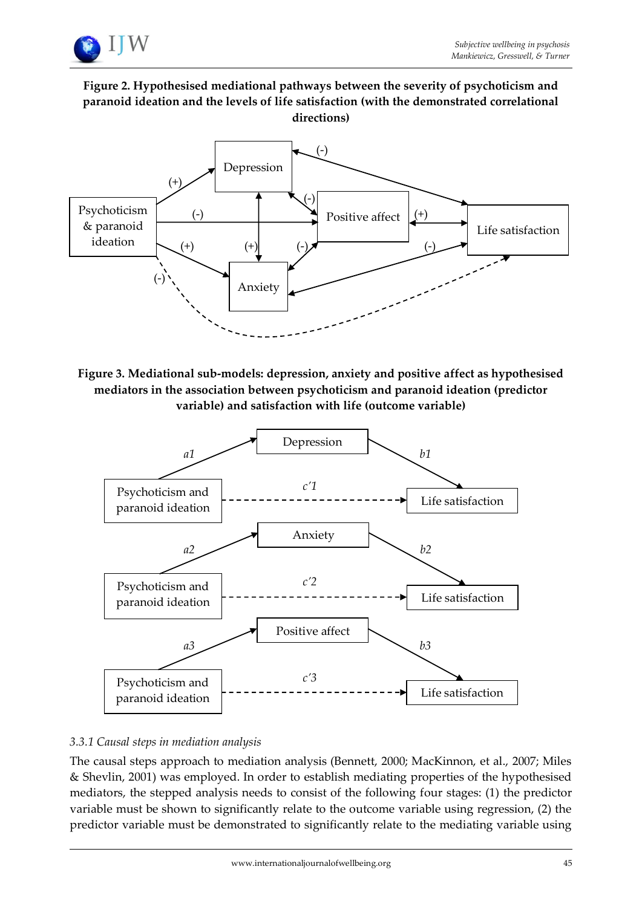**Figure 2. Hypothesised mediational pathways between the severity of psychoticism and paranoid ideation and the levels of life satisfaction (with the demonstrated correlational directions)**

**Figure 3. Mediational sub-models: depression, anxiety and positive affect as hypothesised mediators in the association between psychoticism and paranoid ideation (predictor variable) and satisfaction with life (outcome variable)**

### *3.3.1 Causal steps in mediation analysis*

The causal steps approach to mediation analysis (Bennett, 2000; MacKinnon, et al., 2007; Miles & Shevlin, 2001) was employed. In order to establish mediating properties of the hypothesised mediators, the stepped analysis needs to consist of the following four stages: (1) the predictor variable must be shown to significantly relate to the outcome variable using regression, (2) the predictor variable must be demonstrated to significantly relate to the mediating variable using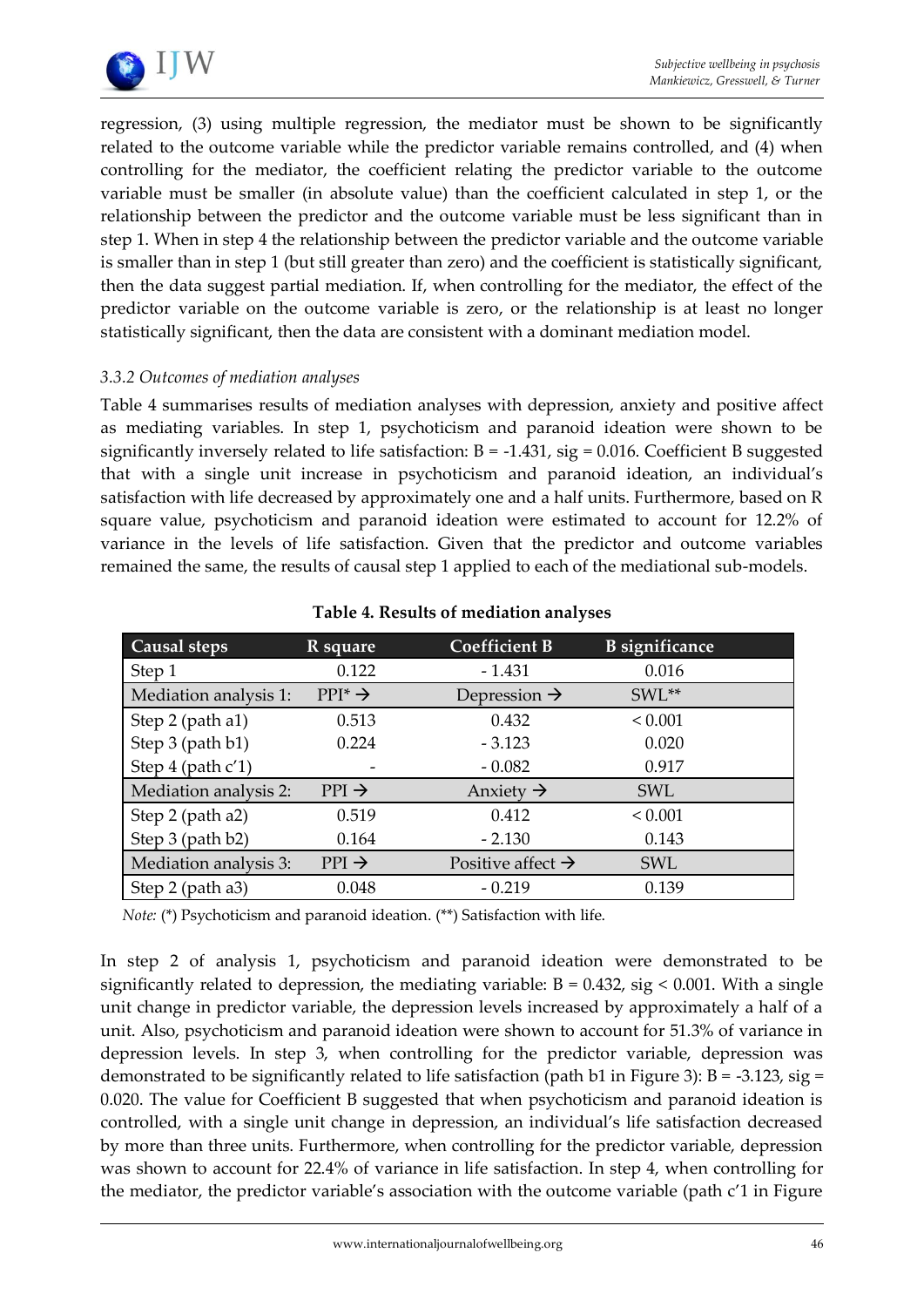regression, (3) using multiple regression, the mediator must be shown to be significantly related to the outcome variable while the predictor variable remains controlled, and (4) when controlling for the mediator, the coefficient relating the predictor variable to the outcome variable must be smaller (in absolute value) than the coefficient calculated in step 1, or the relationship between the predictor and the outcome variable must be less significant than in step 1. When in step 4 the relationship between the predictor variable and the outcome variable is smaller than in step 1 (but still greater than zero) and the coefficient is statistically significant, then the data suggest partial mediation. If, when controlling for the mediator, the effect of the predictor variable on the outcome variable is zero, or the relationship is at least no longer statistically significant, then the data are consistent with a dominant mediation model.

### *3.3.2 Outcomes of mediation analyses*

Table 4 summarises results of mediation analyses with depression, anxiety and positive affect as mediating variables. In step 1, psychoticism and paranoid ideation were shown to be significantly inversely related to life satisfaction: B = -1.431, sig = 0.016. Coefficient B suggested that with a single unit increase in psychoticism and paranoid ideation, an individual's satisfaction with life decreased by approximately one and a half units. Furthermore, based on R square value, psychoticism and paranoid ideation were estimated to account for 12.2% of variance in the levels of life satisfaction. Given that the predictor and outcome variables remained the same, the results of causal step 1 applied to each of the mediational sub-models.

**Table 4. Results of mediation analyses**

| Causal steps | R square | Coefficient B | B significance |
|---|---|---|---|
| Step 1 | 0.122 | - 1.431 | 0.016 |
| Mediation analysis 1: | PPI* → | Depression → | SWL** |
| Step 2 (path a1) | 0.513 | 0.432 | < 0.001 |
| Step 3 (path b1) | 0.224 | - 3.123 | 0.020 |
| Step 4 (path c'1) | - | - 0.082 | 0.917 |
| Mediation analysis 2: | PPI → | Anxiety → | SWL |
| Step 2 (path a2) | 0.519 | 0.412 | < 0.001 |
| Step 3 (path b2) | 0.164 | - 2.130 | 0.143 |
| Mediation analysis 3: | PPI → | Positive affect → | SWL |
| Step 2 (path a3) | 0.048 | - 0.219 | 0.139 |

*Note:* (*) Psychoticism and paranoid ideation. (**) Satisfaction with life.

In step 2 of analysis 1, psychoticism and paranoid ideation were demonstrated to be significantly related to depression, the mediating variable: B = 0.432, sig < 0.001. With a single unit change in predictor variable, the depression levels increased by approximately a half of a unit. Also, psychoticism and paranoid ideation were shown to account for 51.3% of variance in depression levels. In step 3, when controlling for the predictor variable, depression was demonstrated to be significantly related to life satisfaction (path b1 in Figure 3): B = -3.123, sig = 0.020. The value for Coefficient B suggested that when psychoticism and paranoid ideation is controlled, with a single unit change in depression, an individual's life satisfaction decreased by more than three units. Furthermore, when controlling for the predictor variable, depression was shown to account for 22.4% of variance in life satisfaction. In step 4, when controlling for the mediator, the predictor variable's association with the outcome variable (path c'1 in Figure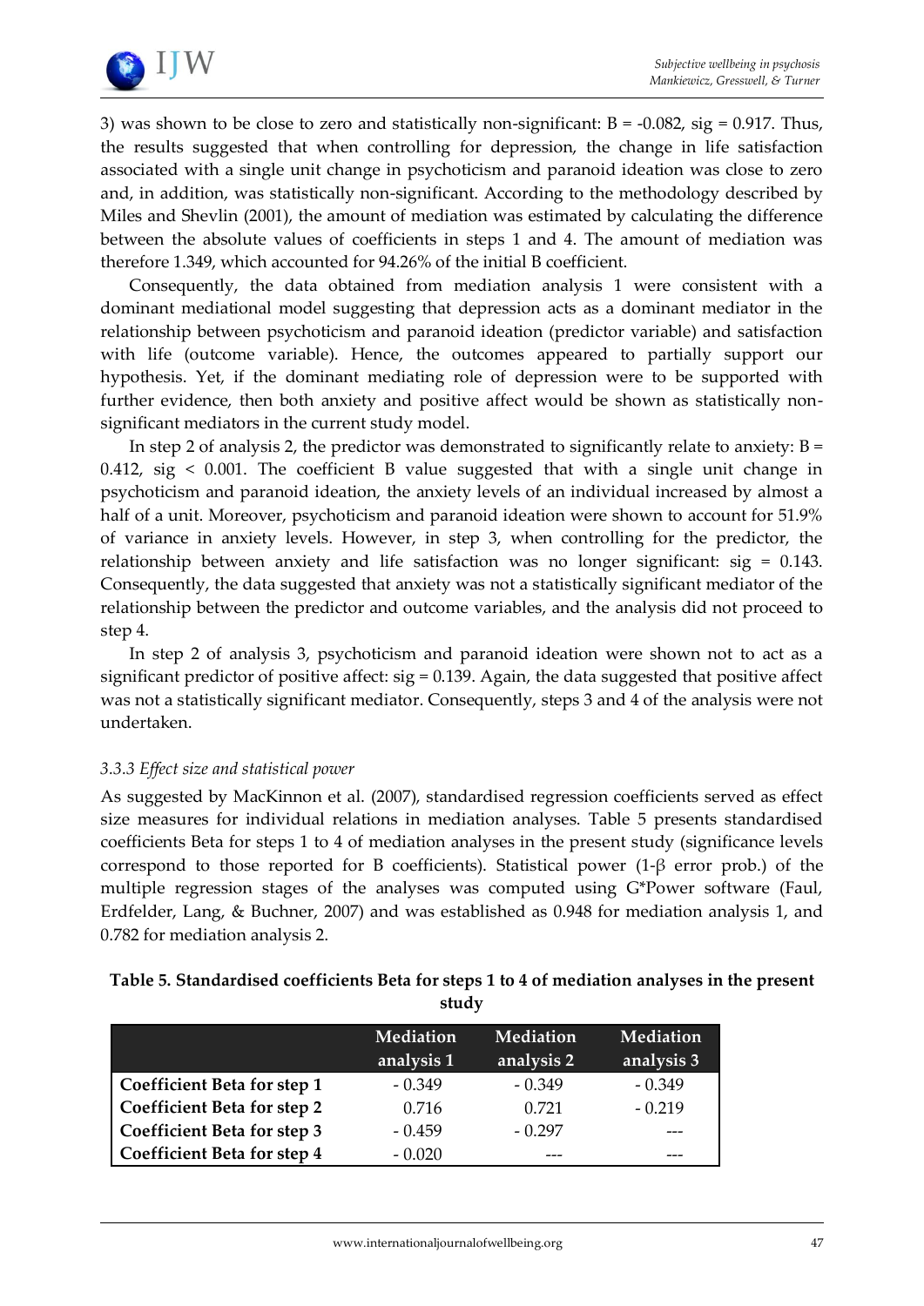3) was shown to be close to zero and statistically non-significant: B = -0.082, sig = 0.917. Thus, the results suggested that when controlling for depression, the change in life satisfaction associated with a single unit change in psychoticism and paranoid ideation was close to zero and, in addition, was statistically non-significant. According to the methodology described by Miles and Shevlin (2001), the amount of mediation was estimated by calculating the difference between the absolute values of coefficients in steps 1 and 4. The amount of mediation was therefore 1.349, which accounted for 94.26% of the initial B coefficient.

Consequently, the data obtained from mediation analysis 1 were consistent with a dominant mediational model suggesting that depression acts as a dominant mediator in the relationship between psychoticism and paranoid ideation (predictor variable) and satisfaction with life (outcome variable). Hence, the outcomes appeared to partially support our hypothesis. Yet, if the dominant mediating role of depression were to be supported with further evidence, then both anxiety and positive affect would be shown as statistically non-significant mediators in the current study model.

In step 2 of analysis 2, the predictor was demonstrated to significantly relate to anxiety: B = 0.412, sig < 0.001. The coefficient B value suggested that with a single unit change in psychoticism and paranoid ideation, the anxiety levels of an individual increased by almost a half of a unit. Moreover, psychoticism and paranoid ideation were shown to account for 51.9% of variance in anxiety levels. However, in step 3, when controlling for the predictor, the relationship between anxiety and life satisfaction was no longer significant: sig = 0.143. Consequently, the data suggested that anxiety was not a statistically significant mediator of the relationship between the predictor and outcome variables, and the analysis did not proceed to step 4.

In step 2 of analysis 3, psychoticism and paranoid ideation were shown not to act as a significant predictor of positive affect: sig = 0.139. Again, the data suggested that positive affect was not a statistically significant mediator. Consequently, steps 3 and 4 of the analysis were not undertaken.

### *3.3.3 Effect size and statistical power*

As suggested by MacKinnon et al. (2007), standardised regression coefficients served as effect size measures for individual relations in mediation analyses. Table 5 presents standardised coefficients Beta for steps 1 to 4 of mediation analyses in the present study (significance levels correspond to those reported for B coefficients). Statistical power (1-β error prob.) of the multiple regression stages of the analyses was computed using G*Power software (Faul, Erdfelder, Lang, & Buchner, 2007) and was established as 0.948 for mediation analysis 1, and 0.782 for mediation analysis 2.

**Table 5. Standardised coefficients Beta for steps 1 to 4 of mediation analyses in the present study**

| | Mediation analysis 1 | Mediation analysis 2 | Mediation analysis 3 |
|---|---|---|---|
| **Coefficient Beta for step 1** | - 0.349 | - 0.349 | - 0.349 |
| **Coefficient Beta for step 2** | 0.716 | 0.721 | - 0.219 |
| **Coefficient Beta for step 3** | - 0.459 | - 0.297 | --- |
| **Coefficient Beta for step 4** | - 0.020 | --- | --- |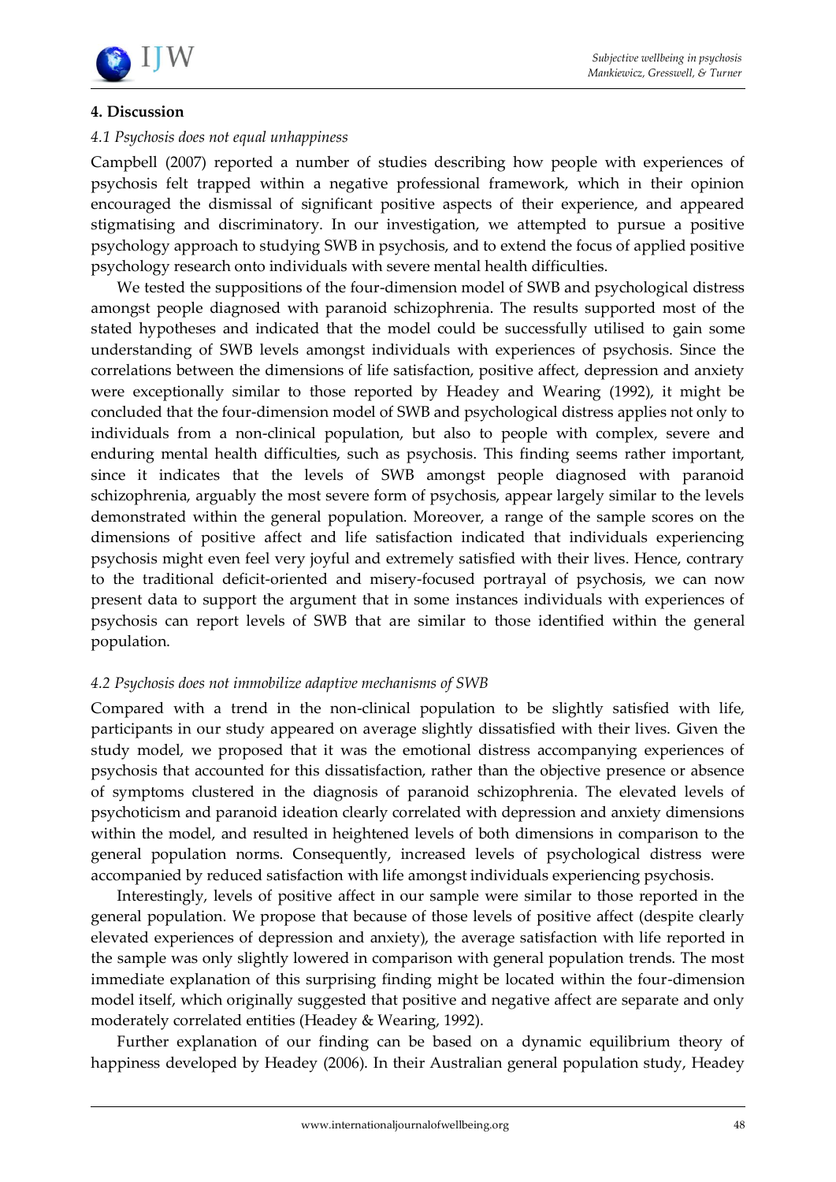## 4. Discussion

### *4.1 Psychosis does not equal unhappiness*

Campbell (2007) reported a number of studies describing how people with experiences of psychosis felt trapped within a negative professional framework, which in their opinion encouraged the dismissal of significant positive aspects of their experience, and appeared stigmatising and discriminatory. In our investigation, we attempted to pursue a positive psychology approach to studying SWB in psychosis, and to extend the focus of applied positive psychology research onto individuals with severe mental health difficulties.

We tested the suppositions of the four-dimension model of SWB and psychological distress amongst people diagnosed with paranoid schizophrenia. The results supported most of the stated hypotheses and indicated that the model could be successfully utilised to gain some understanding of SWB levels amongst individuals with experiences of psychosis. Since the correlations between the dimensions of life satisfaction, positive affect, depression and anxiety were exceptionally similar to those reported by Headey and Wearing (1992), it might be concluded that the four-dimension model of SWB and psychological distress applies not only to individuals from a non-clinical population, but also to people with complex, severe and enduring mental health difficulties, such as psychosis. This finding seems rather important, since it indicates that the levels of SWB amongst people diagnosed with paranoid schizophrenia, arguably the most severe form of psychosis, appear largely similar to the levels demonstrated within the general population. Moreover, a range of the sample scores on the dimensions of positive affect and life satisfaction indicated that individuals experiencing psychosis might even feel very joyful and extremely satisfied with their lives. Hence, contrary to the traditional deficit-oriented and misery-focused portrayal of psychosis, we can now present data to support the argument that in some instances individuals with experiences of psychosis can report levels of SWB that are similar to those identified within the general population.

### *4.2 Psychosis does not immobilize adaptive mechanisms of SWB*

Compared with a trend in the non-clinical population to be slightly satisfied with life, participants in our study appeared on average slightly dissatisfied with their lives. Given the study model, we proposed that it was the emotional distress accompanying experiences of psychosis that accounted for this dissatisfaction, rather than the objective presence or absence of symptoms clustered in the diagnosis of paranoid schizophrenia. The elevated levels of psychoticism and paranoid ideation clearly correlated with depression and anxiety dimensions within the model, and resulted in heightened levels of both dimensions in comparison to the general population norms. Consequently, increased levels of psychological distress were accompanied by reduced satisfaction with life amongst individuals experiencing psychosis.

Interestingly, levels of positive affect in our sample were similar to those reported in the general population. We propose that because of those levels of positive affect (despite clearly elevated experiences of depression and anxiety), the average satisfaction with life reported in the sample was only slightly lowered in comparison with general population trends. The most immediate explanation of this surprising finding might be located within the four-dimension model itself, which originally suggested that positive and negative affect are separate and only moderately correlated entities (Headey & Wearing, 1992).

Further explanation of our finding can be based on a dynamic equilibrium theory of happiness developed by Headey (2006). In their Australian general population study, Headey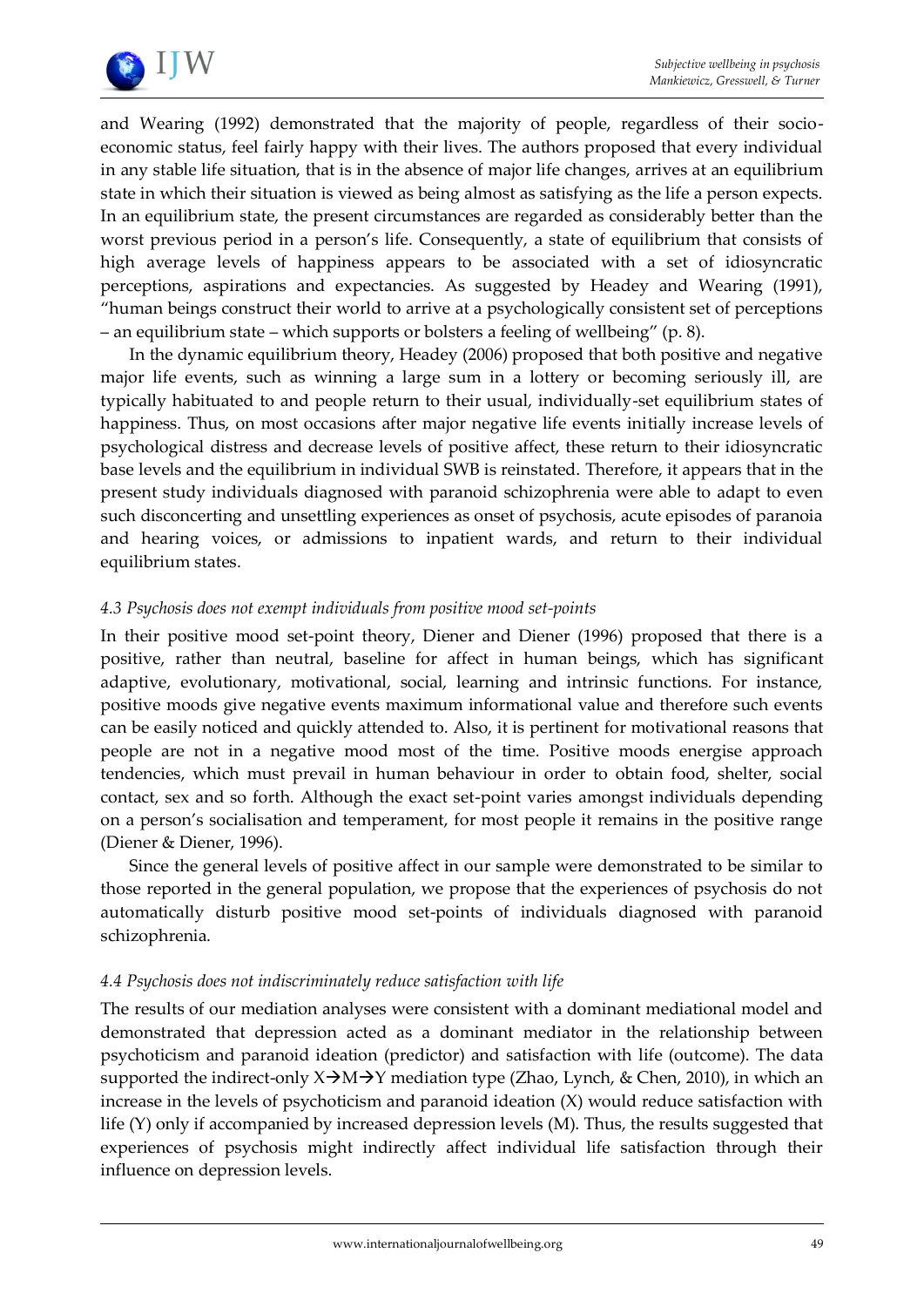and Wearing (1992) demonstrated that the majority of people, regardless of their socio-economic status, feel fairly happy with their lives. The authors proposed that every individual in any stable life situation, that is in the absence of major life changes, arrives at an equilibrium state in which their situation is viewed as being almost as satisfying as the life a person expects. In an equilibrium state, the present circumstances are regarded as considerably better than the worst previous period in a person's life. Consequently, a state of equilibrium that consists of high average levels of happiness appears to be associated with a set of idiosyncratic perceptions, aspirations and expectancies. As suggested by Headey and Wearing (1991), "human beings construct their world to arrive at a psychologically consistent set of perceptions – an equilibrium state – which supports or bolsters a feeling of wellbeing" (p. 8).

In the dynamic equilibrium theory, Headey (2006) proposed that both positive and negative major life events, such as winning a large sum in a lottery or becoming seriously ill, are typically habituated to and people return to their usual, individually-set equilibrium states of happiness. Thus, on most occasions after major negative life events initially increase levels of psychological distress and decrease levels of positive affect, these return to their idiosyncratic base levels and the equilibrium in individual SWB is reinstated. Therefore, it appears that in the present study individuals diagnosed with paranoid schizophrenia were able to adapt to even such disconcerting and unsettling experiences as onset of psychosis, acute episodes of paranoia and hearing voices, or admissions to inpatient wards, and return to their individual equilibrium states.

### *4.3 Psychosis does not exempt individuals from positive mood set-points*

In their positive mood set-point theory, Diener and Diener (1996) proposed that there is a positive, rather than neutral, baseline for affect in human beings, which has significant adaptive, evolutionary, motivational, social, learning and intrinsic functions. For instance, positive moods give negative events maximum informational value and therefore such events can be easily noticed and quickly attended to. Also, it is pertinent for motivational reasons that people are not in a negative mood most of the time. Positive moods energise approach tendencies, which must prevail in human behaviour in order to obtain food, shelter, social contact, sex and so forth. Although the exact set-point varies amongst individuals depending on a person's socialisation and temperament, for most people it remains in the positive range (Diener & Diener, 1996).

Since the general levels of positive affect in our sample were demonstrated to be similar to those reported in the general population, we propose that the experiences of psychosis do not automatically disturb positive mood set-points of individuals diagnosed with paranoid schizophrenia.

### *4.4 Psychosis does not indiscriminately reduce satisfaction with life*

The results of our mediation analyses were consistent with a dominant mediational model and demonstrated that depression acted as a dominant mediator in the relationship between psychoticism and paranoid ideation (predictor) and satisfaction with life (outcome). The data supported the indirect-only $X \rightarrow M \rightarrow Y$ mediation type (Zhao, Lynch, & Chen, 2010), in which an increase in the levels of psychoticism and paranoid ideation (X) would reduce satisfaction with life (Y) only if accompanied by increased depression levels (M). Thus, the results suggested that experiences of psychosis might indirectly affect individual life satisfaction through their influence on depression levels.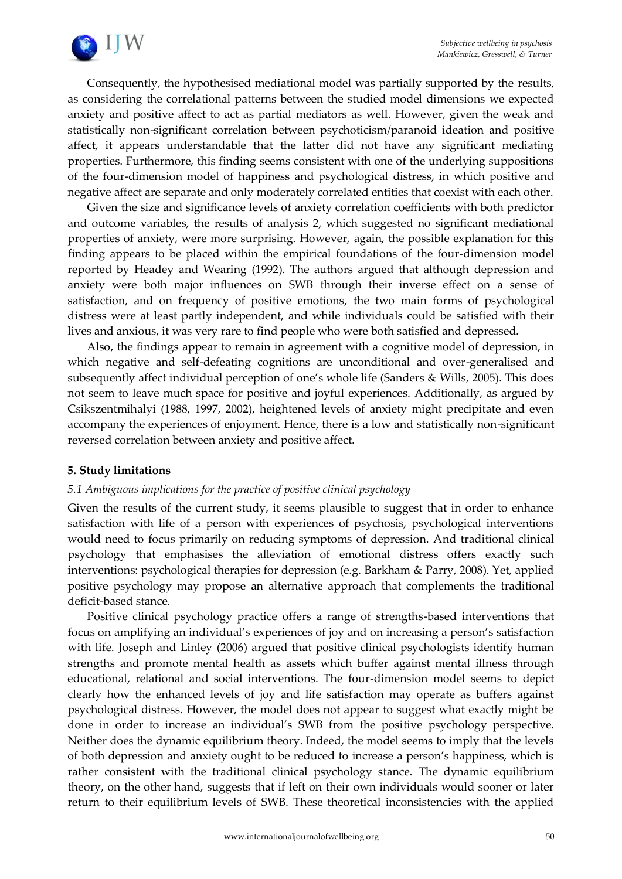Consequently, the hypothesised mediational model was partially supported by the results, as considering the correlational patterns between the studied model dimensions we expected anxiety and positive affect to act as partial mediators as well. However, given the weak and statistically non-significant correlation between psychoticism/paranoid ideation and positive affect, it appears understandable that the latter did not have any significant mediating properties. Furthermore, this finding seems consistent with one of the underlying suppositions of the four-dimension model of happiness and psychological distress, in which positive and negative affect are separate and only moderately correlated entities that coexist with each other.

Given the size and significance levels of anxiety correlation coefficients with both predictor and outcome variables, the results of analysis 2, which suggested no significant mediational properties of anxiety, were more surprising. However, again, the possible explanation for this finding appears to be placed within the empirical foundations of the four-dimension model reported by Headey and Wearing (1992). The authors argued that although depression and anxiety were both major influences on SWB through their inverse effect on a sense of satisfaction, and on frequency of positive emotions, the two main forms of psychological distress were at least partly independent, and while individuals could be satisfied with their lives and anxious, it was very rare to find people who were both satisfied and depressed.

Also, the findings appear to remain in agreement with a cognitive model of depression, in which negative and self-defeating cognitions are unconditional and over-generalised and subsequently affect individual perception of one's whole life (Sanders & Wills, 2005). This does not seem to leave much space for positive and joyful experiences. Additionally, as argued by Csikszentmihalyi (1988, 1997, 2002), heightened levels of anxiety might precipitate and even accompany the experiences of enjoyment. Hence, there is a low and statistically non-significant reversed correlation between anxiety and positive affect.

## 5. Study limitations

### *5.1 Ambiguous implications for the practice of positive clinical psychology*

Given the results of the current study, it seems plausible to suggest that in order to enhance satisfaction with life of a person with experiences of psychosis, psychological interventions would need to focus primarily on reducing symptoms of depression. And traditional clinical psychology that emphasises the alleviation of emotional distress offers exactly such interventions: psychological therapies for depression (e.g. Barkham & Parry, 2008). Yet, applied positive psychology may propose an alternative approach that complements the traditional deficit-based stance.

Positive clinical psychology practice offers a range of strengths-based interventions that focus on amplifying an individual's experiences of joy and on increasing a person's satisfaction with life. Joseph and Linley (2006) argued that positive clinical psychologists identify human strengths and promote mental health as assets which buffer against mental illness through educational, relational and social interventions. The four-dimension model seems to depict clearly how the enhanced levels of joy and life satisfaction may operate as buffers against psychological distress. However, the model does not appear to suggest what exactly might be done in order to increase an individual's SWB from the positive psychology perspective. Neither does the dynamic equilibrium theory. Indeed, the model seems to imply that the levels of both depression and anxiety ought to be reduced to increase a person's happiness, which is rather consistent with the traditional clinical psychology stance. The dynamic equilibrium theory, on the other hand, suggests that if left on their own individuals would sooner or later return to their equilibrium levels of SWB. These theoretical inconsistencies with the applied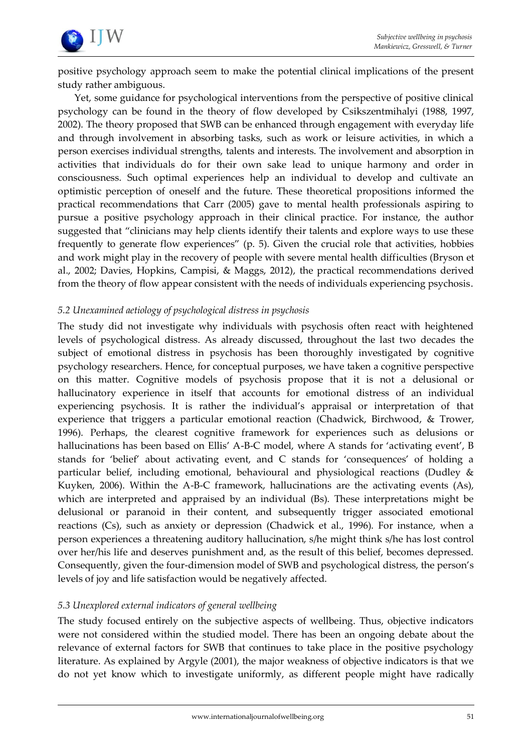positive psychology approach seem to make the potential clinical implications of the present study rather ambiguous.

Yet, some guidance for psychological interventions from the perspective of positive clinical psychology can be found in the theory of flow developed by Csikszentmihalyi (1988, 1997, 2002). The theory proposed that SWB can be enhanced through engagement with everyday life and through involvement in absorbing tasks, such as work or leisure activities, in which a person exercises individual strengths, talents and interests. The involvement and absorption in activities that individuals do for their own sake lead to unique harmony and order in consciousness. Such optimal experiences help an individual to develop and cultivate an optimistic perception of oneself and the future. These theoretical propositions informed the practical recommendations that Carr (2005) gave to mental health professionals aspiring to pursue a positive psychology approach in their clinical practice. For instance, the author suggested that "clinicians may help clients identify their talents and explore ways to use these frequently to generate flow experiences" (p. 5). Given the crucial role that activities, hobbies and work might play in the recovery of people with severe mental health difficulties (Bryson et al., 2002; Davies, Hopkins, Campisi, & Maggs, 2012), the practical recommendations derived from the theory of flow appear consistent with the needs of individuals experiencing psychosis.

### *5.2 Unexamined aetiology of psychological distress in psychosis*

The study did not investigate why individuals with psychosis often react with heightened levels of psychological distress. As already discussed, throughout the last two decades the subject of emotional distress in psychosis has been thoroughly investigated by cognitive psychology researchers. Hence, for conceptual purposes, we have taken a cognitive perspective on this matter. Cognitive models of psychosis propose that it is not a delusional or hallucinatory experience in itself that accounts for emotional distress of an individual experiencing psychosis. It is rather the individual's appraisal or interpretation of that experience that triggers a particular emotional reaction (Chadwick, Birchwood, & Trower, 1996). Perhaps, the clearest cognitive framework for experiences such as delusions or hallucinations has been based on Ellis' A-B-C model, where A stands for 'activating event', B stands for 'belief' about activating event, and C stands for 'consequences' of holding a particular belief, including emotional, behavioural and physiological reactions (Dudley & Kuyken, 2006). Within the A-B-C framework, hallucinations are the activating events (As), which are interpreted and appraised by an individual (Bs). These interpretations might be delusional or paranoid in their content, and subsequently trigger associated emotional reactions (Cs), such as anxiety or depression (Chadwick et al., 1996). For instance, when a person experiences a threatening auditory hallucination, s/he might think s/he has lost control over her/his life and deserves punishment and, as the result of this belief, becomes depressed. Consequently, given the four-dimension model of SWB and psychological distress, the person's levels of joy and life satisfaction would be negatively affected.

### *5.3 Unexplored external indicators of general wellbeing*

The study focused entirely on the subjective aspects of wellbeing. Thus, objective indicators were not considered within the studied model. There has been an ongoing debate about the relevance of external factors for SWB that continues to take place in the positive psychology literature. As explained by Argyle (2001), the major weakness of objective indicators is that we do not yet know which to investigate uniformly, as different people might have radically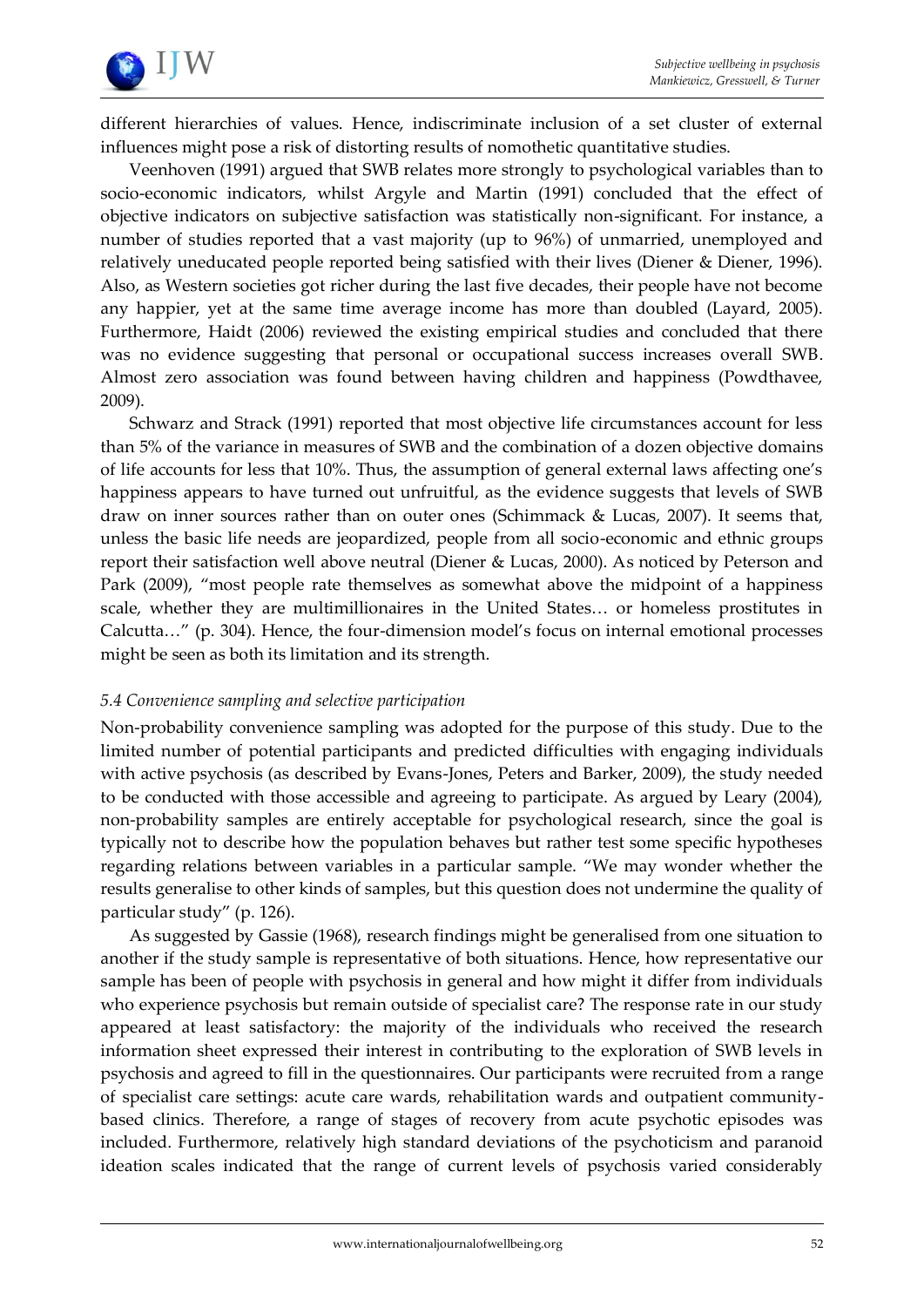different hierarchies of values. Hence, indiscriminate inclusion of a set cluster of external influences might pose a risk of distorting results of nomothetic quantitative studies.

Veenhoven (1991) argued that SWB relates more strongly to psychological variables than to socio-economic indicators, whilst Argyle and Martin (1991) concluded that the effect of objective indicators on subjective satisfaction was statistically non-significant. For instance, a number of studies reported that a vast majority (up to 96%) of unmarried, unemployed and relatively uneducated people reported being satisfied with their lives (Diener & Diener, 1996). Also, as Western societies got richer during the last five decades, their people have not become any happier, yet at the same time average income has more than doubled (Layard, 2005). Furthermore, Haidt (2006) reviewed the existing empirical studies and concluded that there was no evidence suggesting that personal or occupational success increases overall SWB. Almost zero association was found between having children and happiness (Powdthavee, 2009).

Schwarz and Strack (1991) reported that most objective life circumstances account for less than 5% of the variance in measures of SWB and the combination of a dozen objective domains of life accounts for less that 10%. Thus, the assumption of general external laws affecting one's happiness appears to have turned out unfruitful, as the evidence suggests that levels of SWB draw on inner sources rather than on outer ones (Schimmack & Lucas, 2007). It seems that, unless the basic life needs are jeopardized, people from all socio-economic and ethnic groups report their satisfaction well above neutral (Diener & Lucas, 2000). As noticed by Peterson and Park (2009), "most people rate themselves as somewhat above the midpoint of a happiness scale, whether they are multimillionaires in the United States… or homeless prostitutes in Calcutta…" (p. 304). Hence, the four-dimension model's focus on internal emotional processes might be seen as both its limitation and its strength.

### *5.4 Convenience sampling and selective participation*

Non-probability convenience sampling was adopted for the purpose of this study. Due to the limited number of potential participants and predicted difficulties with engaging individuals with active psychosis (as described by Evans-Jones, Peters and Barker, 2009), the study needed to be conducted with those accessible and agreeing to participate. As argued by Leary (2004), non-probability samples are entirely acceptable for psychological research, since the goal is typically not to describe how the population behaves but rather test some specific hypotheses regarding relations between variables in a particular sample. "We may wonder whether the results generalise to other kinds of samples, but this question does not undermine the quality of particular study" (p. 126).

As suggested by Gassie (1968), research findings might be generalised from one situation to another if the study sample is representative of both situations. Hence, how representative our sample has been of people with psychosis in general and how might it differ from individuals who experience psychosis but remain outside of specialist care? The response rate in our study appeared at least satisfactory: the majority of the individuals who received the research information sheet expressed their interest in contributing to the exploration of SWB levels in psychosis and agreed to fill in the questionnaires. Our participants were recruited from a range of specialist care settings: acute care wards, rehabilitation wards and outpatient community-based clinics. Therefore, a range of stages of recovery from acute psychotic episodes was included. Furthermore, relatively high standard deviations of the psychoticism and paranoid ideation scales indicated that the range of current levels of psychosis varied considerably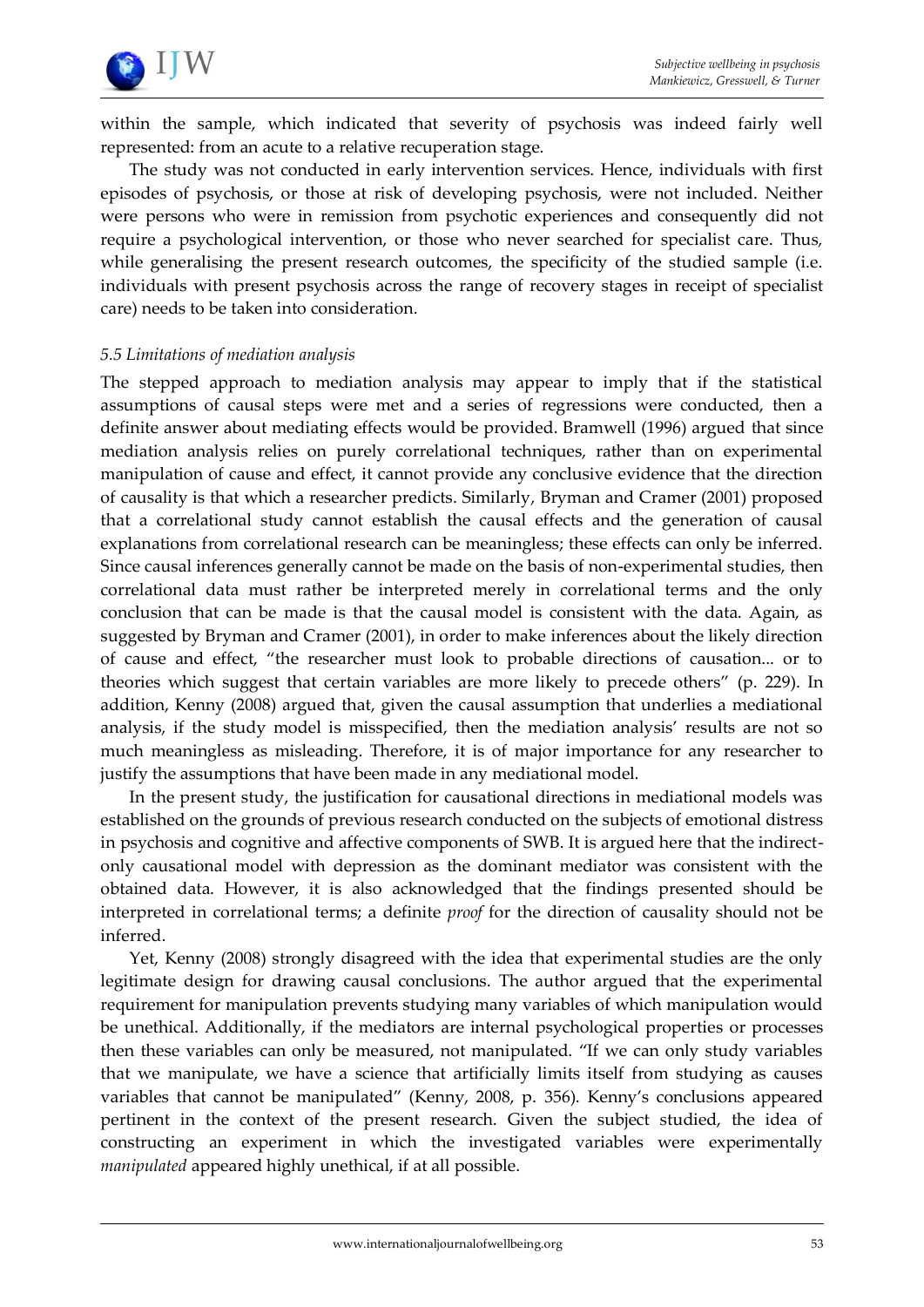within the sample, which indicated that severity of psychosis was indeed fairly well represented: from an acute to a relative recuperation stage.

The study was not conducted in early intervention services. Hence, individuals with first episodes of psychosis, or those at risk of developing psychosis, were not included. Neither were persons who were in remission from psychotic experiences and consequently did not require a psychological intervention, or those who never searched for specialist care. Thus, while generalising the present research outcomes, the specificity of the studied sample (i.e. individuals with present psychosis across the range of recovery stages in receipt of specialist care) needs to be taken into consideration.

### *5.5 Limitations of mediation analysis*

The stepped approach to mediation analysis may appear to imply that if the statistical assumptions of causal steps were met and a series of regressions were conducted, then a definite answer about mediating effects would be provided. Bramwell (1996) argued that since mediation analysis relies on purely correlational techniques, rather than on experimental manipulation of cause and effect, it cannot provide any conclusive evidence that the direction of causality is that which a researcher predicts. Similarly, Bryman and Cramer (2001) proposed that a correlational study cannot establish the causal effects and the generation of causal explanations from correlational research can be meaningless; these effects can only be inferred. Since causal inferences generally cannot be made on the basis of non-experimental studies, then correlational data must rather be interpreted merely in correlational terms and the only conclusion that can be made is that the causal model is consistent with the data. Again, as suggested by Bryman and Cramer (2001), in order to make inferences about the likely direction of cause and effect, "the researcher must look to probable directions of causation... or to theories which suggest that certain variables are more likely to precede others" (p. 229). In addition, Kenny (2008) argued that, given the causal assumption that underlies a mediational analysis, if the study model is misspecified, then the mediation analysis' results are not so much meaningless as misleading. Therefore, it is of major importance for any researcher to justify the assumptions that have been made in any mediational model.

In the present study, the justification for causational directions in mediational models was established on the grounds of previous research conducted on the subjects of emotional distress in psychosis and cognitive and affective components of SWB. It is argued here that the indirect-only causational model with depression as the dominant mediator was consistent with the obtained data. However, it is also acknowledged that the findings presented should be interpreted in correlational terms; a definite *proof* for the direction of causality should not be inferred.

Yet, Kenny (2008) strongly disagreed with the idea that experimental studies are the only legitimate design for drawing causal conclusions. The author argued that the experimental requirement for manipulation prevents studying many variables of which manipulation would be unethical. Additionally, if the mediators are internal psychological properties or processes then these variables can only be measured, not manipulated. "If we can only study variables that we manipulate, we have a science that artificially limits itself from studying as causes variables that cannot be manipulated" (Kenny, 2008, p. 356). Kenny's conclusions appeared pertinent in the context of the present research. Given the subject studied, the idea of constructing an experiment in which the investigated variables were experimentally *manipulated* appeared highly unethical, if at all possible.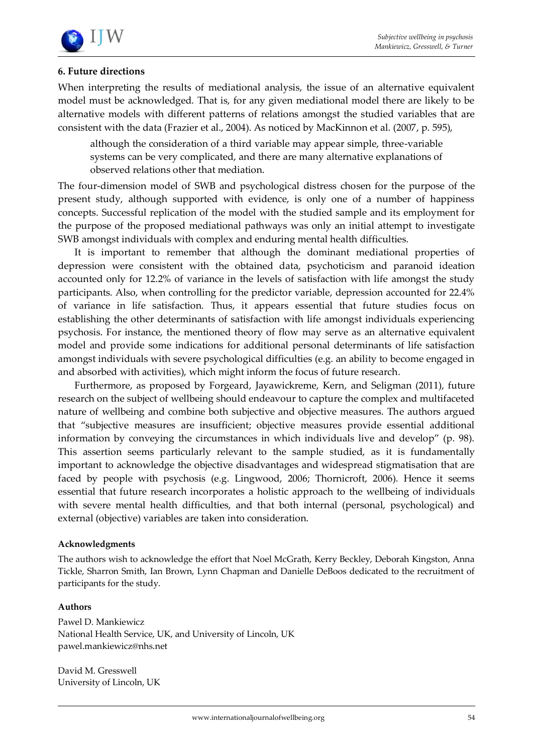### 6. Future directions

When interpreting the results of mediational analysis, the issue of an alternative equivalent model must be acknowledged. That is, for any given mediational model there are likely to be alternative models with different patterns of relations amongst the studied variables that are consistent with the data (Frazier et al., 2004). As noticed by MacKinnon et al. (2007, p. 595),

> although the consideration of a third variable may appear simple, three-variable systems can be very complicated, and there are many alternative explanations of observed relations other that mediation.

The four-dimension model of SWB and psychological distress chosen for the purpose of the present study, although supported with evidence, is only one of a number of happiness concepts. Successful replication of the model with the studied sample and its employment for the purpose of the proposed mediational pathways was only an initial attempt to investigate SWB amongst individuals with complex and enduring mental health difficulties.

It is important to remember that although the dominant mediational properties of depression were consistent with the obtained data, psychoticism and paranoid ideation accounted only for 12.2% of variance in the levels of satisfaction with life amongst the study participants. Also, when controlling for the predictor variable, depression accounted for 22.4% of variance in life satisfaction. Thus, it appears essential that future studies focus on establishing the other determinants of satisfaction with life amongst individuals experiencing psychosis. For instance, the mentioned theory of flow may serve as an alternative equivalent model and provide some indications for additional personal determinants of life satisfaction amongst individuals with severe psychological difficulties (e.g. an ability to become engaged in and absorbed with activities), which might inform the focus of future research.

Furthermore, as proposed by Forgeard, Jayawickreme, Kern, and Seligman (2011), future research on the subject of wellbeing should endeavour to capture the complex and multifaceted nature of wellbeing and combine both subjective and objective measures. The authors argued that "subjective measures are insufficient; objective measures provide essential additional information by conveying the circumstances in which individuals live and develop" (p. 98). This assertion seems particularly relevant to the sample studied, as it is fundamentally important to acknowledge the objective disadvantages and widespread stigmatisation that are faced by people with psychosis (e.g. Lingwood, 2006; Thornicroft, 2006). Hence it seems essential that future research incorporates a holistic approach to the wellbeing of individuals with severe mental health difficulties, and that both internal (personal, psychological) and external (objective) variables are taken into consideration.

#### Acknowledgments

The authors wish to acknowledge the effort that Noel McGrath, Kerry Beckley, Deborah Kingston, Anna Tickle, Sharron Smith, Ian Brown, Lynn Chapman and Danielle DeBoos dedicated to the recruitment of participants for the study.

#### Authors

Pawel D. Mankiewicz
National Health Service, UK, and University of Lincoln, UK
pawel.mankiewicz@nhs.net

David M. Gresswell
University of Lincoln, UK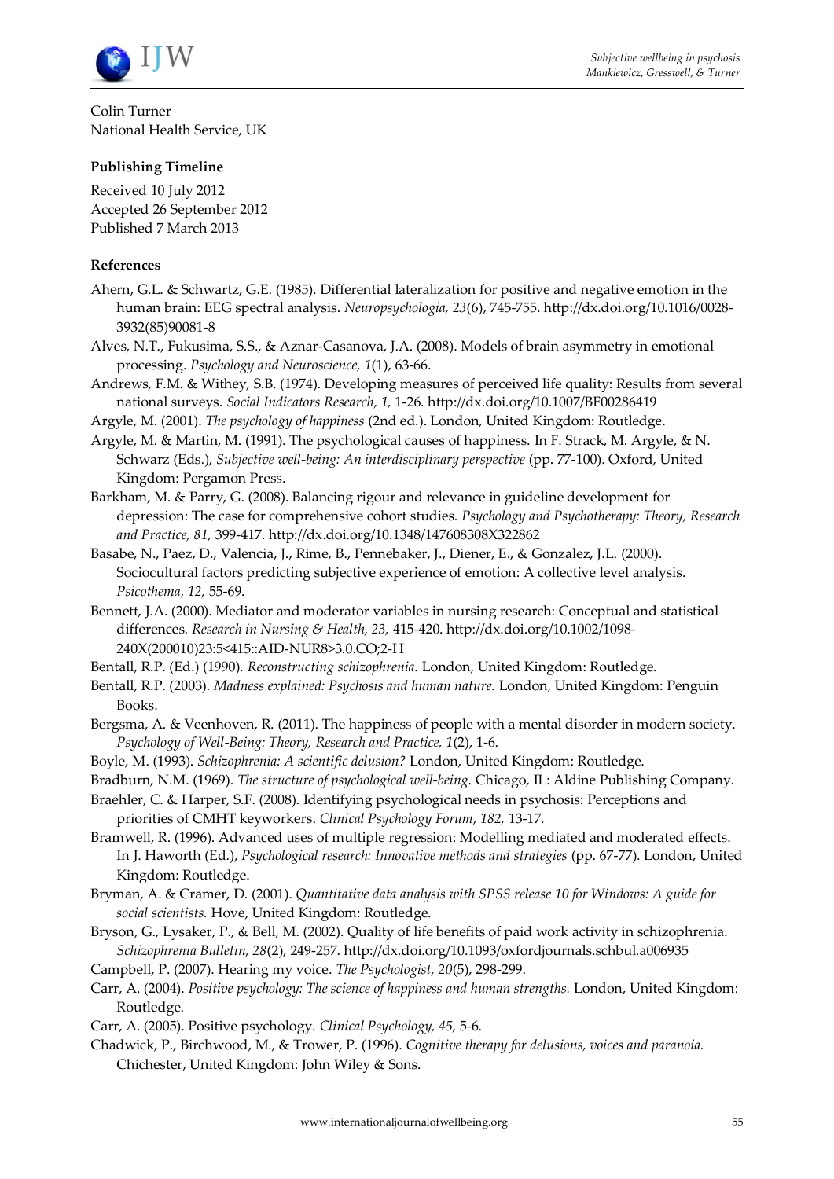Colin Turner
National Health Service, UK

**Publishing Timeline**

Received 10 July 2012
Accepted 26 September 2012
Published 7 March 2013

**References**

Ahern, G.L. & Schwartz, G.E. (1985). Differential lateralization for positive and negative emotion in the human brain: EEG spectral analysis. *Neuropsychologia, 23*(6), 745-755. http://dx.doi.org/10.1016/0028-3932(85)90081-8

Alves, N.T., Fukusima, S.S., & Aznar-Casanova, J.A. (2008). Models of brain asymmetry in emotional processing. *Psychology and Neuroscience, 1*(1), 63-66.

Andrews, F.M. & Withey, S.B. (1974). Developing measures of perceived life quality: Results from several national surveys. *Social Indicators Research, 1,* 1-26. http://dx.doi.org/10.1007/BF00286419

Argyle, M. (2001). *The psychology of happiness* (2nd ed.). London, United Kingdom: Routledge.

Argyle, M. & Martin, M. (1991). The psychological causes of happiness. In F. Strack, M. Argyle, & N. Schwarz (Eds.), *Subjective well-being: An interdisciplinary perspective* (pp. 77-100). Oxford, United Kingdom: Pergamon Press.

Barkham, M. & Parry, G. (2008). Balancing rigour and relevance in guideline development for depression: The case for comprehensive cohort studies. *Psychology and Psychotherapy: Theory, Research and Practice, 81,* 399-417. http://dx.doi.org/10.1348/147608308X322862

Basabe, N., Paez, D., Valencia, J., Rime, B., Pennebaker, J., Diener, E., & Gonzalez, J.L. (2000). Sociocultural factors predicting subjective experience of emotion: A collective level analysis. *Psicothema, 12,* 55-69.

Bennett, J.A. (2000). Mediator and moderator variables in nursing research: Conceptual and statistical differences. *Research in Nursing & Health, 23,* 415-420. http://dx.doi.org/10.1002/1098-240X(200010)23:5<415::AID-NUR8>3.0.CO;2-H

Bentall, R.P. (Ed.) (1990). *Reconstructing schizophrenia.* London, United Kingdom: Routledge.

Bentall, R.P. (2003). *Madness explained: Psychosis and human nature.* London, United Kingdom: Penguin Books.

Bergsma, A. & Veenhoven, R. (2011). The happiness of people with a mental disorder in modern society. *Psychology of Well-Being: Theory, Research and Practice, 1*(2), 1-6.

Boyle, M. (1993). *Schizophrenia: A scientific delusion?* London, United Kingdom: Routledge.

Bradburn, N.M. (1969). *The structure of psychological well-being.* Chicago, IL: Aldine Publishing Company.

Braehler, C. & Harper, S.F. (2008). Identifying psychological needs in psychosis: Perceptions and priorities of CMHT keyworkers. *Clinical Psychology Forum, 182,* 13-17.

Bramwell, R. (1996). Advanced uses of multiple regression: Modelling mediated and moderated effects. In J. Haworth (Ed.), *Psychological research: Innovative methods and strategies* (pp. 67-77). London, United Kingdom: Routledge.

Bryman, A. & Cramer, D. (2001). *Quantitative data analysis with SPSS release 10 for Windows: A guide for social scientists.* Hove, United Kingdom: Routledge.

Bryson, G., Lysaker, P., & Bell, M. (2002). Quality of life benefits of paid work activity in schizophrenia. *Schizophrenia Bulletin, 28*(2), 249-257. http://dx.doi.org/10.1093/oxfordjournals.schbul.a006935

Campbell, P. (2007). Hearing my voice. *The Psychologist, 20*(5), 298-299.

Carr, A. (2004). *Positive psychology: The science of happiness and human strengths.* London, United Kingdom: Routledge.

Carr, A. (2005). Positive psychology. *Clinical Psychology, 45,* 5-6.

Chadwick, P., Birchwood, M., & Trower, P. (1996). *Cognitive therapy for delusions, voices and paranoia.* Chichester, United Kingdom: John Wiley & Sons.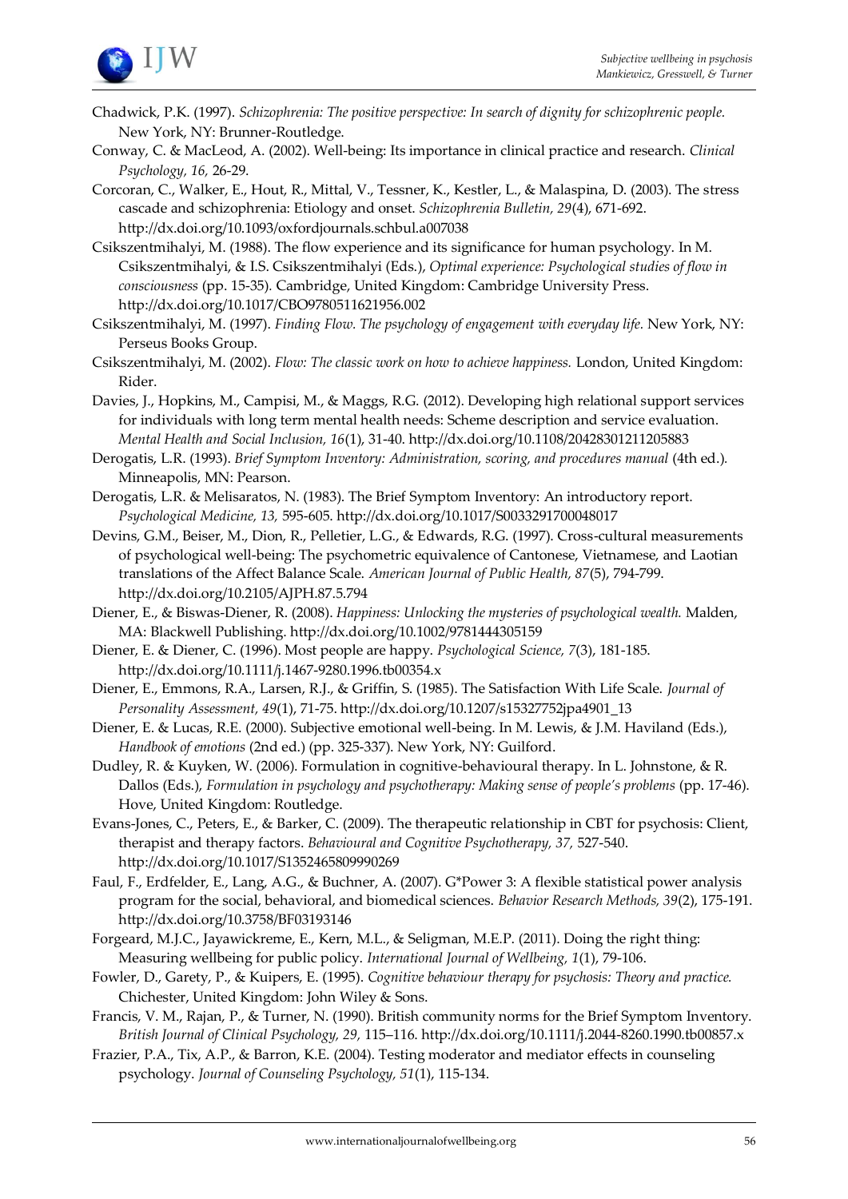Chadwick, P.K. (1997). *Schizophrenia: The positive perspective: In search of dignity for schizophrenic people.* New York, NY: Brunner-Routledge.

Conway, C. & MacLeod, A. (2002). Well-being: Its importance in clinical practice and research. *Clinical Psychology, 16,* 26-29.

Corcoran, C., Walker, E., Hout, R., Mittal, V., Tessner, K., Kestler, L., & Malaspina, D. (2003). The stress cascade and schizophrenia: Etiology and onset. *Schizophrenia Bulletin, 29*(4), 671-692. http://dx.doi.org/10.1093/oxfordjournals.schbul.a007038

Csikszentmihalyi, M. (1988). The flow experience and its significance for human psychology. In M. Csikszentmihalyi, & I.S. Csikszentmihalyi (Eds.), *Optimal experience: Psychological studies of flow in consciousness* (pp. 15-35). Cambridge, United Kingdom: Cambridge University Press. http://dx.doi.org/10.1017/CBO9780511621956.002

Csikszentmihalyi, M. (1997). *Finding Flow. The psychology of engagement with everyday life.* New York, NY: Perseus Books Group.

Csikszentmihalyi, M. (2002). *Flow: The classic work on how to achieve happiness.* London, United Kingdom: Rider.

Davies, J., Hopkins, M., Campisi, M., & Maggs, R.G. (2012). Developing high relational support services for individuals with long term mental health needs: Scheme description and service evaluation. *Mental Health and Social Inclusion, 16*(1), 31-40. http://dx.doi.org/10.1108/20428301211205883

Derogatis, L.R. (1993). *Brief Symptom Inventory: Administration, scoring, and procedures manual* (4th ed.). Minneapolis, MN: Pearson.

Derogatis, L.R. & Melisaratos, N. (1983). The Brief Symptom Inventory: An introductory report. *Psychological Medicine, 13,* 595-605. http://dx.doi.org/10.1017/S0033291700048017

Devins, G.M., Beiser, M., Dion, R., Pelletier, L.G., & Edwards, R.G. (1997). Cross-cultural measurements of psychological well-being: The psychometric equivalence of Cantonese, Vietnamese, and Laotian translations of the Affect Balance Scale. *American Journal of Public Health, 87*(5), 794-799. http://dx.doi.org/10.2105/AJPH.87.5.794

Diener, E., & Biswas-Diener, R. (2008). *Happiness: Unlocking the mysteries of psychological wealth.* Malden, MA: Blackwell Publishing. http://dx.doi.org/10.1002/9781444305159

Diener, E. & Diener, C. (1996). Most people are happy. *Psychological Science, 7*(3), 181-185. http://dx.doi.org/10.1111/j.1467-9280.1996.tb00354.x

Diener, E., Emmons, R.A., Larsen, R.J., & Griffin, S. (1985). The Satisfaction With Life Scale. *Journal of Personality Assessment, 49*(1), 71-75. http://dx.doi.org/10.1207/s15327752jpa4901_13

Diener, E. & Lucas, R.E. (2000). Subjective emotional well-being. In M. Lewis, & J.M. Haviland (Eds.), *Handbook of emotions* (2nd ed.) (pp. 325-337). New York, NY: Guilford.

Dudley, R. & Kuyken, W. (2006). Formulation in cognitive-behavioural therapy. In L. Johnstone, & R. Dallos (Eds.), *Formulation in psychology and psychotherapy: Making sense of people's problems* (pp. 17-46). Hove, United Kingdom: Routledge.

Evans-Jones, C., Peters, E., & Barker, C. (2009). The therapeutic relationship in CBT for psychosis: Client, therapist and therapy factors. *Behavioural and Cognitive Psychotherapy, 37,* 527-540. http://dx.doi.org/10.1017/S1352465809990269

Faul, F., Erdfelder, E., Lang, A.G., & Buchner, A. (2007). G*Power 3: A flexible statistical power analysis program for the social, behavioral, and biomedical sciences. *Behavior Research Methods, 39*(2), 175-191. http://dx.doi.org/10.3758/BF03193146

Forgeard, M.J.C., Jayawickreme, E., Kern, M.L., & Seligman, M.E.P. (2011). Doing the right thing: Measuring wellbeing for public policy. *International Journal of Wellbeing, 1*(1), 79-106.

Fowler, D., Garety, P., & Kuipers, E. (1995). *Cognitive behaviour therapy for psychosis: Theory and practice.* Chichester, United Kingdom: John Wiley & Sons.

Francis, V. M., Rajan, P., & Turner, N. (1990). British community norms for the Brief Symptom Inventory. *British Journal of Clinical Psychology, 29,* 115–116. http://dx.doi.org/10.1111/j.2044-8260.1990.tb00857.x

Frazier, P.A., Tix, A.P., & Barron, K.E. (2004). Testing moderator and mediator effects in counseling psychology. *Journal of Counseling Psychology, 51*(1), 115-134.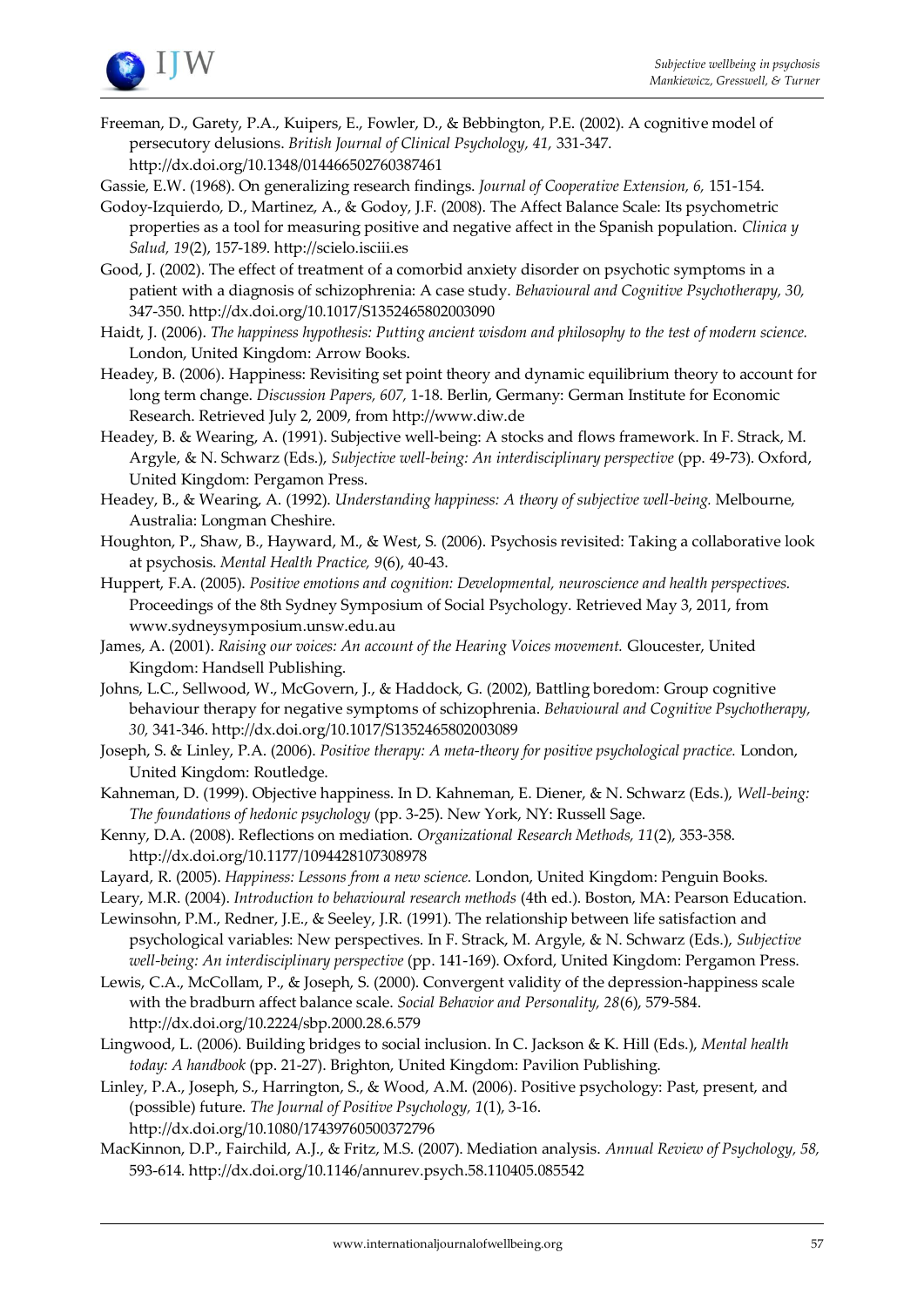Freeman, D., Garety, P.A., Kuipers, E., Fowler, D., & Bebbington, P.E. (2002). A cognitive model of persecutory delusions. *British Journal of Clinical Psychology, 41,* 331-347. http://dx.doi.org/10.1348/014466502760387461

Gassie, E.W. (1968). On generalizing research findings. *Journal of Cooperative Extension, 6,* 151-154.

Godoy-Izquierdo, D., Martinez, A., & Godoy, J.F. (2008). The Affect Balance Scale: Its psychometric properties as a tool for measuring positive and negative affect in the Spanish population. *Clinica y Salud, 19*(2), 157-189. http://scielo.isciii.es

Good, J. (2002). The effect of treatment of a comorbid anxiety disorder on psychotic symptoms in a patient with a diagnosis of schizophrenia: A case study. *Behavioural and Cognitive Psychotherapy, 30,* 347-350. http://dx.doi.org/10.1017/S1352465802003090

Haidt, J. (2006). *The happiness hypothesis: Putting ancient wisdom and philosophy to the test of modern science.* London, United Kingdom: Arrow Books.

Headey, B. (2006). Happiness: Revisiting set point theory and dynamic equilibrium theory to account for long term change. *Discussion Papers, 607,* 1-18. Berlin, Germany: German Institute for Economic Research. Retrieved July 2, 2009, from http://www.diw.de

Headey, B. & Wearing, A. (1991). Subjective well-being: A stocks and flows framework. In F. Strack, M. Argyle, & N. Schwarz (Eds.), *Subjective well-being: An interdisciplinary perspective* (pp. 49-73). Oxford, United Kingdom: Pergamon Press.

Headey, B., & Wearing, A. (1992). *Understanding happiness: A theory of subjective well-being.* Melbourne, Australia: Longman Cheshire.

Houghton, P., Shaw, B., Hayward, M., & West, S. (2006). Psychosis revisited: Taking a collaborative look at psychosis. *Mental Health Practice, 9*(6), 40-43.

Huppert, F.A. (2005). *Positive emotions and cognition: Developmental, neuroscience and health perspectives.* Proceedings of the 8th Sydney Symposium of Social Psychology. Retrieved May 3, 2011, from www.sydneysymposium.unsw.edu.au

James, A. (2001). *Raising our voices: An account of the Hearing Voices movement.* Gloucester, United Kingdom: Handsell Publishing.

Johns, L.C., Sellwood, W., McGovern, J., & Haddock, G. (2002), Battling boredom: Group cognitive behaviour therapy for negative symptoms of schizophrenia. *Behavioural and Cognitive Psychotherapy, 30,* 341-346. http://dx.doi.org/10.1017/S1352465802003089

Joseph, S. & Linley, P.A. (2006). *Positive therapy: A meta-theory for positive psychological practice.* London, United Kingdom: Routledge.

Kahneman, D. (1999). Objective happiness. In D. Kahneman, E. Diener, & N. Schwarz (Eds.), *Well-being: The foundations of hedonic psychology* (pp. 3-25). New York, NY: Russell Sage.

Kenny, D.A. (2008). Reflections on mediation. *Organizational Research Methods, 11*(2), 353-358. http://dx.doi.org/10.1177/1094428107308978

Layard, R. (2005). *Happiness: Lessons from a new science.* London, United Kingdom: Penguin Books.

Leary, M.R. (2004). *Introduction to behavioural research methods* (4th ed.). Boston, MA: Pearson Education.

Lewinsohn, P.M., Redner, J.E., & Seeley, J.R. (1991). The relationship between life satisfaction and psychological variables: New perspectives. In F. Strack, M. Argyle, & N. Schwarz (Eds.), *Subjective well-being: An interdisciplinary perspective* (pp. 141-169). Oxford, United Kingdom: Pergamon Press.

Lewis, C.A., McCollam, P., & Joseph, S. (2000). Convergent validity of the depression-happiness scale with the bradburn affect balance scale. *Social Behavior and Personality, 28*(6), 579-584. http://dx.doi.org/10.2224/sbp.2000.28.6.579

Lingwood, L. (2006). Building bridges to social inclusion. In C. Jackson & K. Hill (Eds.), *Mental health today: A handbook* (pp. 21-27). Brighton, United Kingdom: Pavilion Publishing.

Linley, P.A., Joseph, S., Harrington, S., & Wood, A.M. (2006). Positive psychology: Past, present, and (possible) future. *The Journal of Positive Psychology, 1*(1), 3-16. http://dx.doi.org/10.1080/17439760500372796

MacKinnon, D.P., Fairchild, A.J., & Fritz, M.S. (2007). Mediation analysis. *Annual Review of Psychology, 58,* 593-614. http://dx.doi.org/10.1146/annurev.psych.58.110405.085542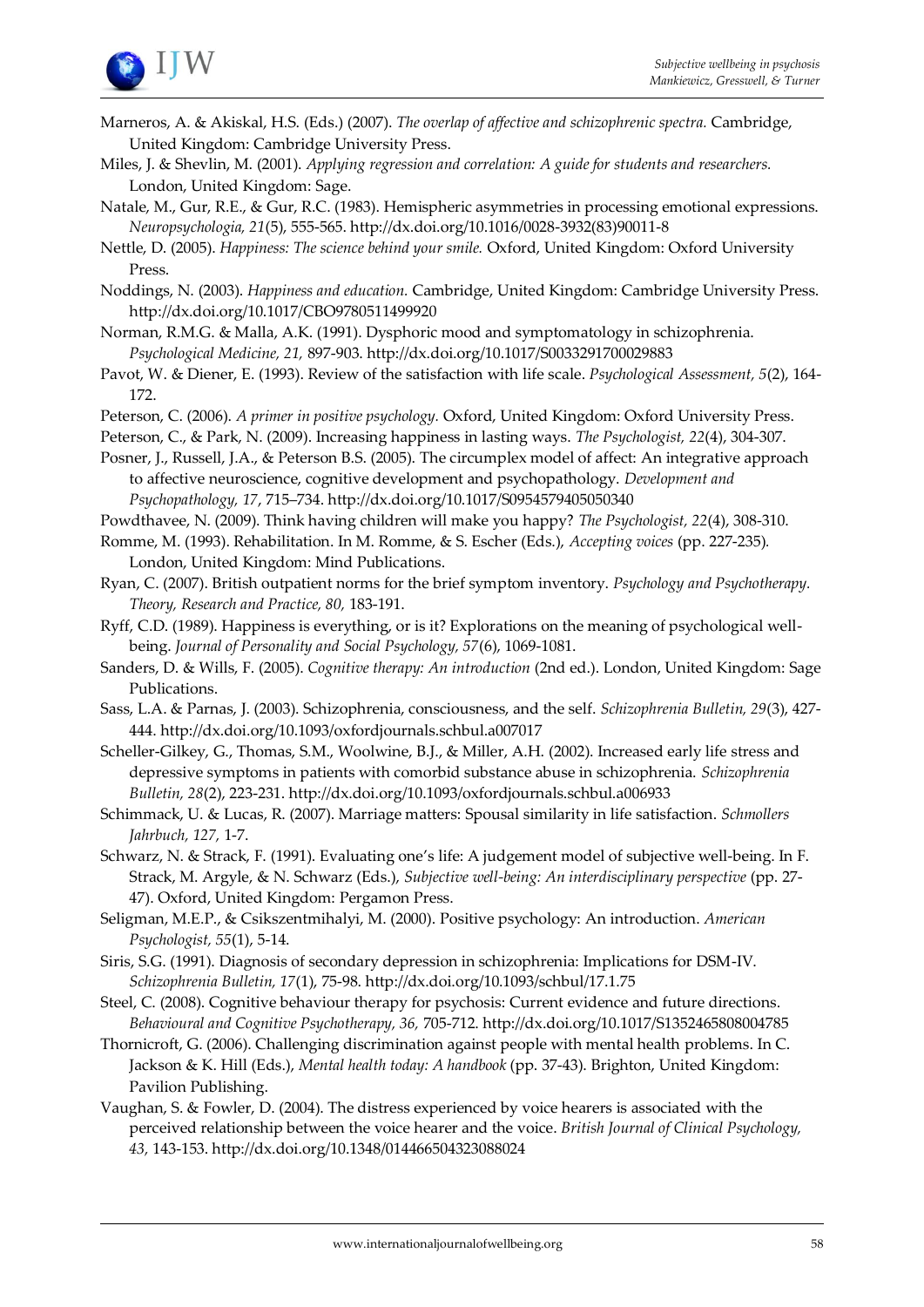Marneros, A. & Akiskal, H.S. (Eds.) (2007). *The overlap of affective and schizophrenic spectra.* Cambridge, United Kingdom: Cambridge University Press.

Miles, J. & Shevlin, M. (2001). *Applying regression and correlation: A guide for students and researchers.* London, United Kingdom: Sage.

Natale, M., Gur, R.E., & Gur, R.C. (1983). Hemispheric asymmetries in processing emotional expressions. *Neuropsychologia, 21*(5), 555-565. http://dx.doi.org/10.1016/0028-3932(83)90011-8

Nettle, D. (2005). *Happiness: The science behind your smile.* Oxford, United Kingdom: Oxford University Press.

Noddings, N. (2003). *Happiness and education.* Cambridge, United Kingdom: Cambridge University Press. http://dx.doi.org/10.1017/CBO9780511499920

Norman, R.M.G. & Malla, A.K. (1991). Dysphoric mood and symptomatology in schizophrenia. *Psychological Medicine, 21,* 897-903. http://dx.doi.org/10.1017/S0033291700029883

Pavot, W. & Diener, E. (1993). Review of the satisfaction with life scale. *Psychological Assessment, 5*(2), 164-172.

Peterson, C. (2006). *A primer in positive psychology.* Oxford, United Kingdom: Oxford University Press.

Peterson, C., & Park, N. (2009). Increasing happiness in lasting ways. *The Psychologist, 22*(4), 304-307.

Posner, J., Russell, J.A., & Peterson B.S. (2005). The circumplex model of affect: An integrative approach to affective neuroscience, cognitive development and psychopathology. *Development and Psychopathology, 17*, 715–734. http://dx.doi.org/10.1017/S0954579405050340

Powdthavee, N. (2009). Think having children will make you happy? *The Psychologist, 22*(4), 308-310.

Romme, M. (1993). Rehabilitation. In M. Romme, & S. Escher (Eds.), *Accepting voices* (pp. 227-235). London, United Kingdom: Mind Publications.

Ryan, C. (2007). British outpatient norms for the brief symptom inventory. *Psychology and Psychotherapy. Theory, Research and Practice, 80,* 183-191.

Ryff, C.D. (1989). Happiness is everything, or is it? Explorations on the meaning of psychological well-being. *Journal of Personality and Social Psychology, 57*(6), 1069-1081.

Sanders, D. & Wills, F. (2005). *Cognitive therapy: An introduction* (2nd ed.). London, United Kingdom: Sage Publications.

Sass, L.A. & Parnas, J. (2003). Schizophrenia, consciousness, and the self. *Schizophrenia Bulletin, 29*(3), 427-444. http://dx.doi.org/10.1093/oxfordjournals.schbul.a007017

Scheller-Gilkey, G., Thomas, S.M., Woolwine, B.J., & Miller, A.H. (2002). Increased early life stress and depressive symptoms in patients with comorbid substance abuse in schizophrenia. *Schizophrenia Bulletin, 28*(2), 223-231. http://dx.doi.org/10.1093/oxfordjournals.schbul.a006933

Schimmack, U. & Lucas, R. (2007). Marriage matters: Spousal similarity in life satisfaction. *Schmollers Jahrbuch, 127,* 1-7.

Schwarz, N. & Strack, F. (1991). Evaluating one's life: A judgement model of subjective well-being. In F. Strack, M. Argyle, & N. Schwarz (Eds.), *Subjective well-being: An interdisciplinary perspective* (pp. 27-47). Oxford, United Kingdom: Pergamon Press.

Seligman, M.E.P., & Csikszentmihalyi, M. (2000). Positive psychology: An introduction. *American Psychologist, 55*(1), 5-14.

Siris, S.G. (1991). Diagnosis of secondary depression in schizophrenia: Implications for DSM-IV. *Schizophrenia Bulletin, 17*(1), 75-98. http://dx.doi.org/10.1093/schbul/17.1.75

Steel, C. (2008). Cognitive behaviour therapy for psychosis: Current evidence and future directions. *Behavioural and Cognitive Psychotherapy, 36,* 705-712. http://dx.doi.org/10.1017/S1352465808004785

Thornicroft, G. (2006). Challenging discrimination against people with mental health problems. In C. Jackson & K. Hill (Eds.), *Mental health today: A handbook* (pp. 37-43). Brighton, United Kingdom: Pavilion Publishing.

Vaughan, S. & Fowler, D. (2004). The distress experienced by voice hearers is associated with the perceived relationship between the voice hearer and the voice. *British Journal of Clinical Psychology, 43,* 143-153. http://dx.doi.org/10.1348/014466504323088024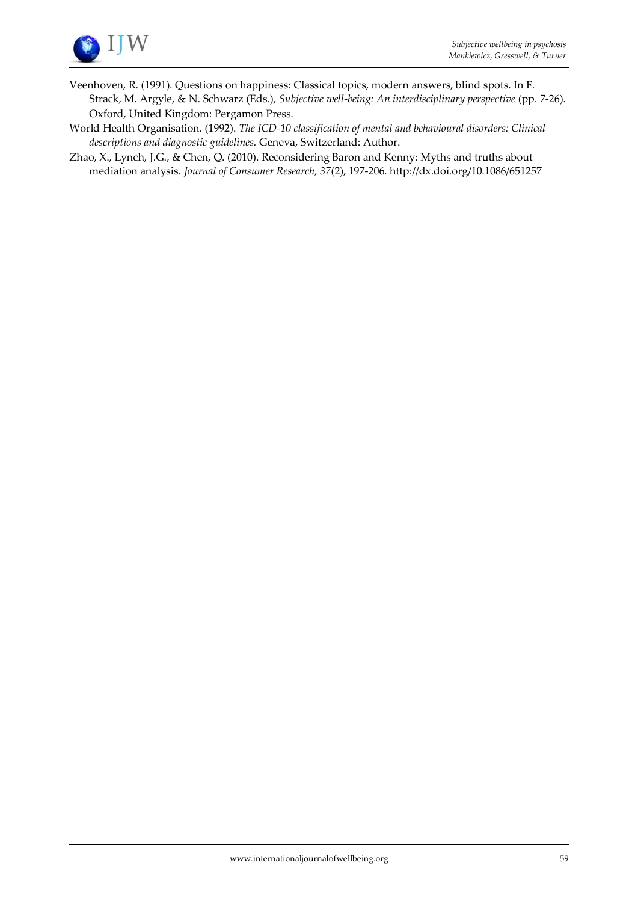Veenhoven, R. (1991). Questions on happiness: Classical topics, modern answers, blind spots. In F. Strack, M. Argyle, & N. Schwarz (Eds.), *Subjective well-being: An interdisciplinary perspective* (pp. 7-26). Oxford, United Kingdom: Pergamon Press.

World Health Organisation. (1992). *The ICD-10 classification of mental and behavioural disorders: Clinical descriptions and diagnostic guidelines.* Geneva, Switzerland: Author.

Zhao, X., Lynch, J.G., & Chen, Q. (2010). Reconsidering Baron and Kenny: Myths and truths about mediation analysis. *Journal of Consumer Research, 37*(2), 197-206. http://dx.doi.org/10.1086/651257